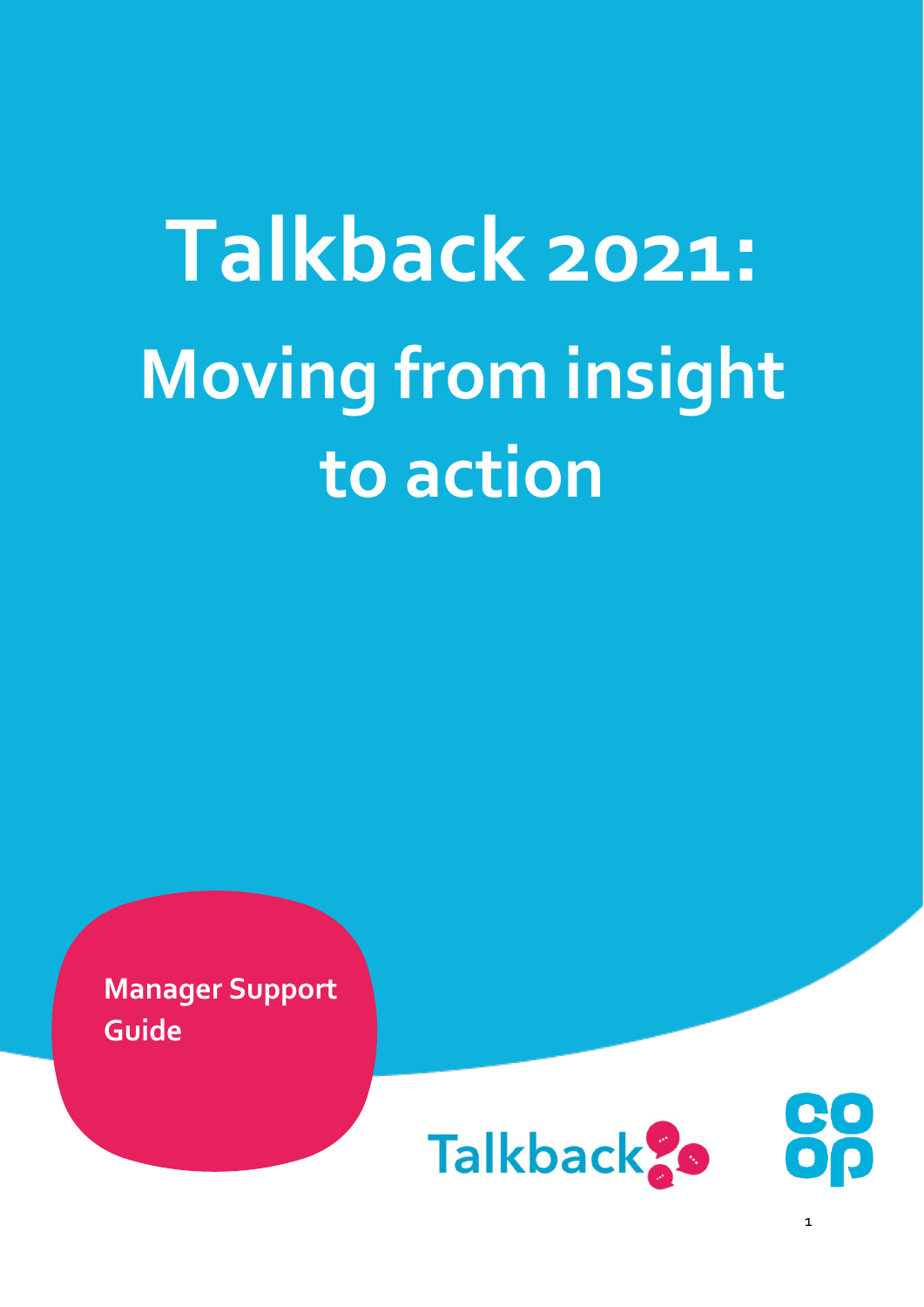# Talkback 2021: Moving from insight to action

**Manager Support Guide**

Talkback

co op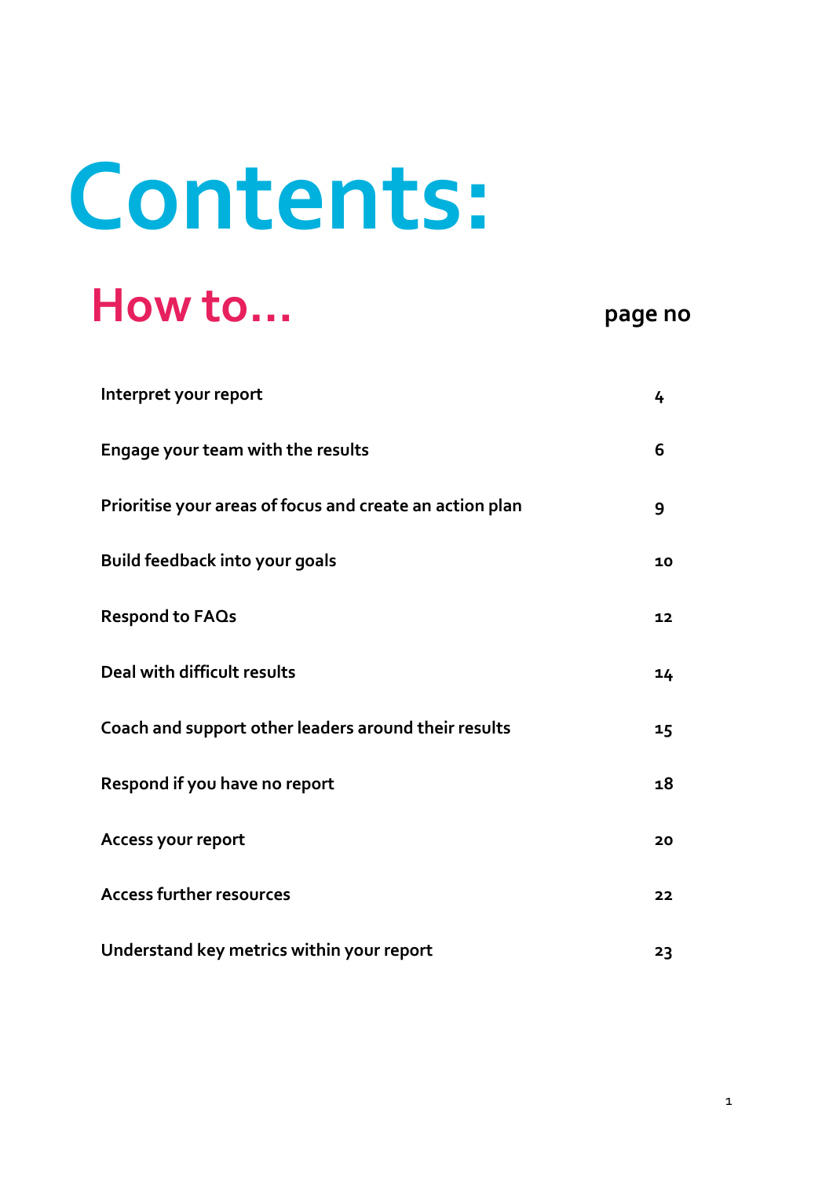# Contents:

## How to…

| How to… | page no |
|---|---|
| Interpret your report | 4 |
| Engage your team with the results | 6 |
| Prioritise your areas of focus and create an action plan | 9 |
| Build feedback into your goals | 10 |
| Respond to FAQs | 12 |
| Deal with difficult results | 14 |
| Coach and support other leaders around their results | 15 |
| Respond if you have no report | 18 |
| Access your report | 20 |
| Access further resources | 22 |
| Understand key metrics within your report | 23 |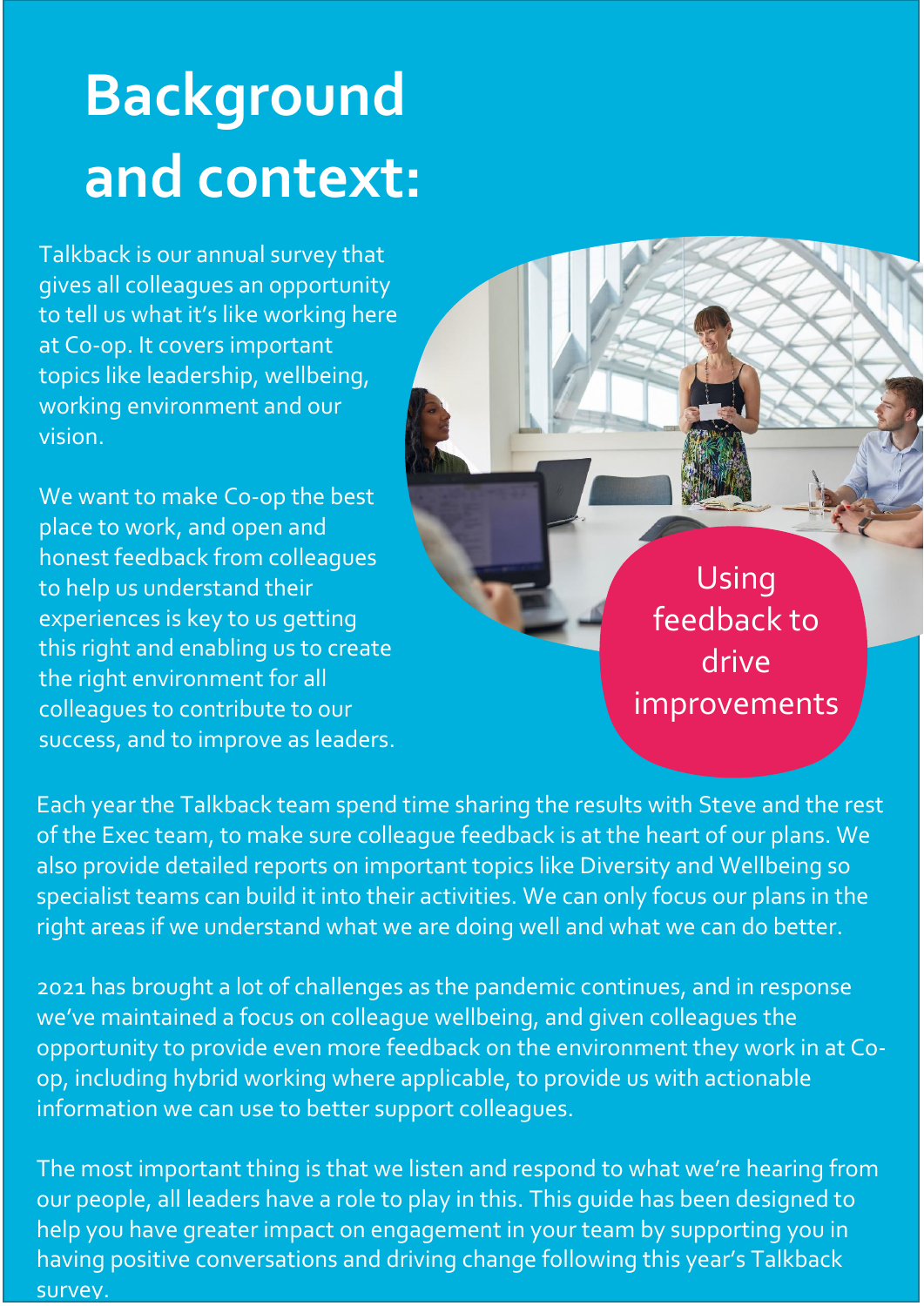# Background and context:

Talkback is our annual survey that gives all colleagues an opportunity to tell us what it's like working here at Co-op. It covers important topics like leadership, wellbeing, working environment and our vision.

We want to make Co-op the best place to work, and open and honest feedback from colleagues to help us understand their experiences is key to us getting this right and enabling us to create the right environment for all colleagues to contribute to our success, and to improve as leaders.

Using feedback to drive improvements

Each year the Talkback team spend time sharing the results with Steve and the rest of the Exec team, to make sure colleague feedback is at the heart of our plans. We also provide detailed reports on important topics like Diversity and Wellbeing so specialist teams can build it into their activities. We can only focus our plans in the right areas if we understand what we are doing well and what we can do better.

2021 has brought a lot of challenges as the pandemic continues, and in response we've maintained a focus on colleague wellbeing, and given colleagues the opportunity to provide even more feedback on the environment they work in at Co-op, including hybrid working where applicable, to provide us with actionable information we can use to better support colleagues.

The most important thing is that we listen and respond to what we're hearing from our people, all leaders have a role to play in this. This guide has been designed to help you have greater impact on engagement in your team by supporting you in having positive conversations and driving change following this year's Talkback survey.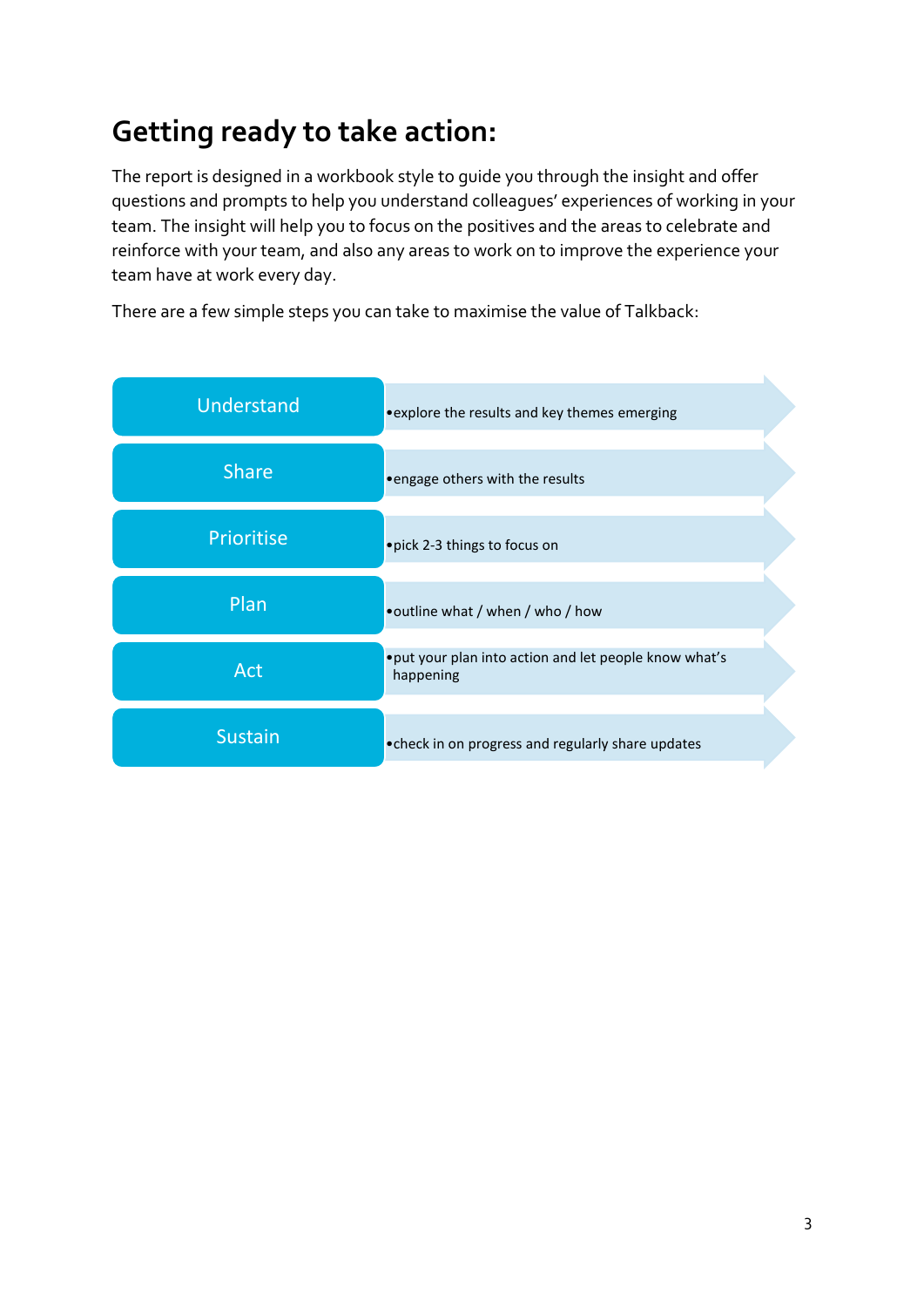# Getting ready to take action:

The report is designed in a workbook style to guide you through the insight and offer questions and prompts to help you understand colleagues' experiences of working in your team. The insight will help you to focus on the positives and the areas to celebrate and reinforce with your team, and also any areas to work on to improve the experience your team have at work every day.

There are a few simple steps you can take to maximise the value of Talkback:

- **Understand**
  - explore the results and key themes emerging
- **Share**
  - engage others with the results
- **Prioritise**
  - pick 2-3 things to focus on
- **Plan**
  - outline what / when / who / how
- **Act**
  - put your plan into action and let people know what's happening
- **Sustain**
  - check in on progress and regularly share updates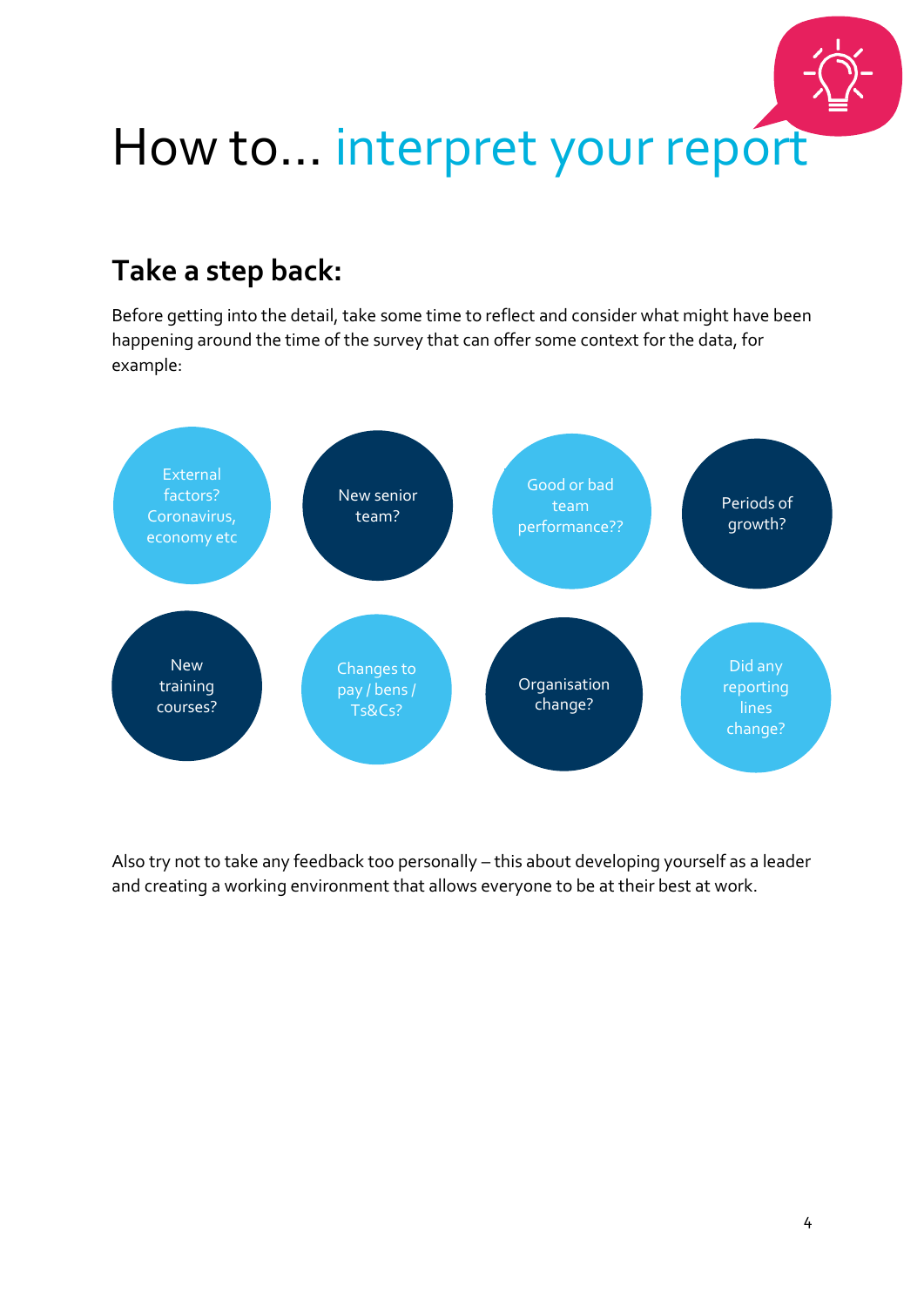# How to... interpret your report

## Take a step back:

Before getting into the detail, take some time to reflect and consider what might have been happening around the time of the survey that can offer some context for the data, for example:

- External factors? Coronavirus, economy etc
- New senior team?
- Good or bad team performance??
- Periods of growth?
- New training courses?
- Changes to pay / bens / Ts&Cs?
- Organisation change?
- Did any reporting lines change?

Also try not to take any feedback too personally – this about developing yourself as a leader and creating a working environment that allows everyone to be at their best at work.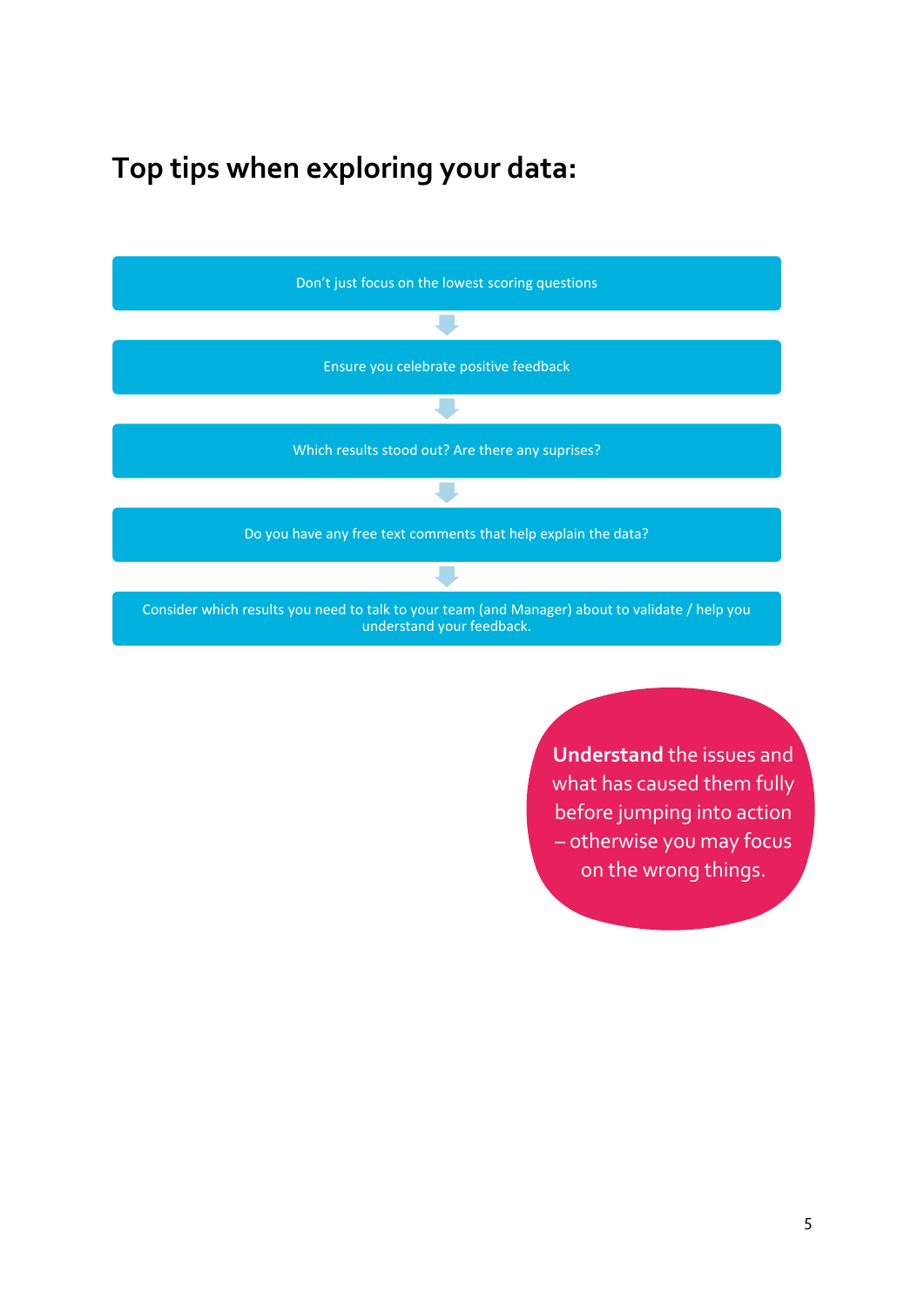# Top tips when exploring your data:

- Don't just focus on the lowest scoring questions
- Ensure you celebrate positive feedback
- Which results stood out? Are there any suprises?
- Do you have any free text comments that help explain the data?
- Consider which results you need to talk to your team (and Manager) about to validate / help you understand your feedback.

**Understand** the issues and what has caused them fully before jumping into action – otherwise you may focus on the wrong things.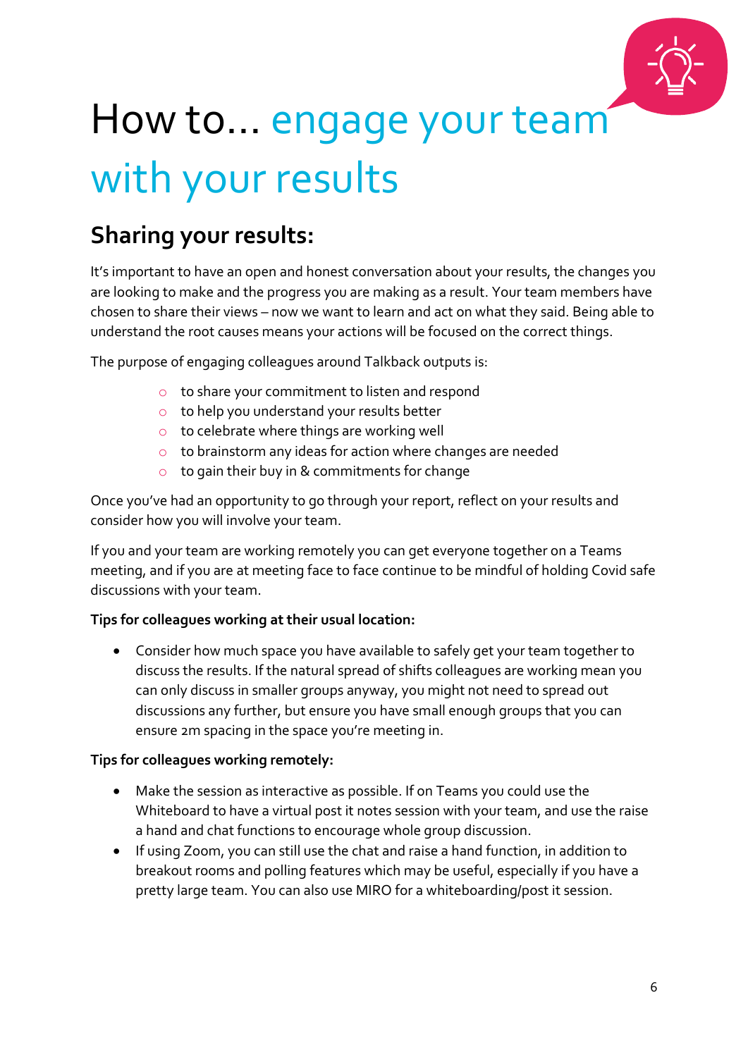# How to… engage your team with your results

## Sharing your results:

It's important to have an open and honest conversation about your results, the changes you are looking to make and the progress you are making as a result. Your team members have chosen to share their views – now we want to learn and act on what they said. Being able to understand the root causes means your actions will be focused on the correct things.

The purpose of engaging colleagues around Talkback outputs is:

- to share your commitment to listen and respond
- to help you understand your results better
- to celebrate where things are working well
- to brainstorm any ideas for action where changes are needed
- to gain their buy in & commitments for change

Once you've had an opportunity to go through your report, reflect on your results and consider how you will involve your team.

If you and your team are working remotely you can get everyone together on a Teams meeting, and if you are at meeting face to face continue to be mindful of holding Covid safe discussions with your team.

**Tips for colleagues working at their usual location:**

- Consider how much space you have available to safely get your team together to discuss the results. If the natural spread of shifts colleagues are working mean you can only discuss in smaller groups anyway, you might not need to spread out discussions any further, but ensure you have small enough groups that you can ensure 2m spacing in the space you're meeting in.

**Tips for colleagues working remotely:**

- Make the session as interactive as possible. If on Teams you could use the Whiteboard to have a virtual post it notes session with your team, and use the raise a hand and chat functions to encourage whole group discussion.
- If using Zoom, you can still use the chat and raise a hand function, in addition to breakout rooms and polling features which may be useful, especially if you have a pretty large team. You can also use MIRO for a whiteboarding/post it session.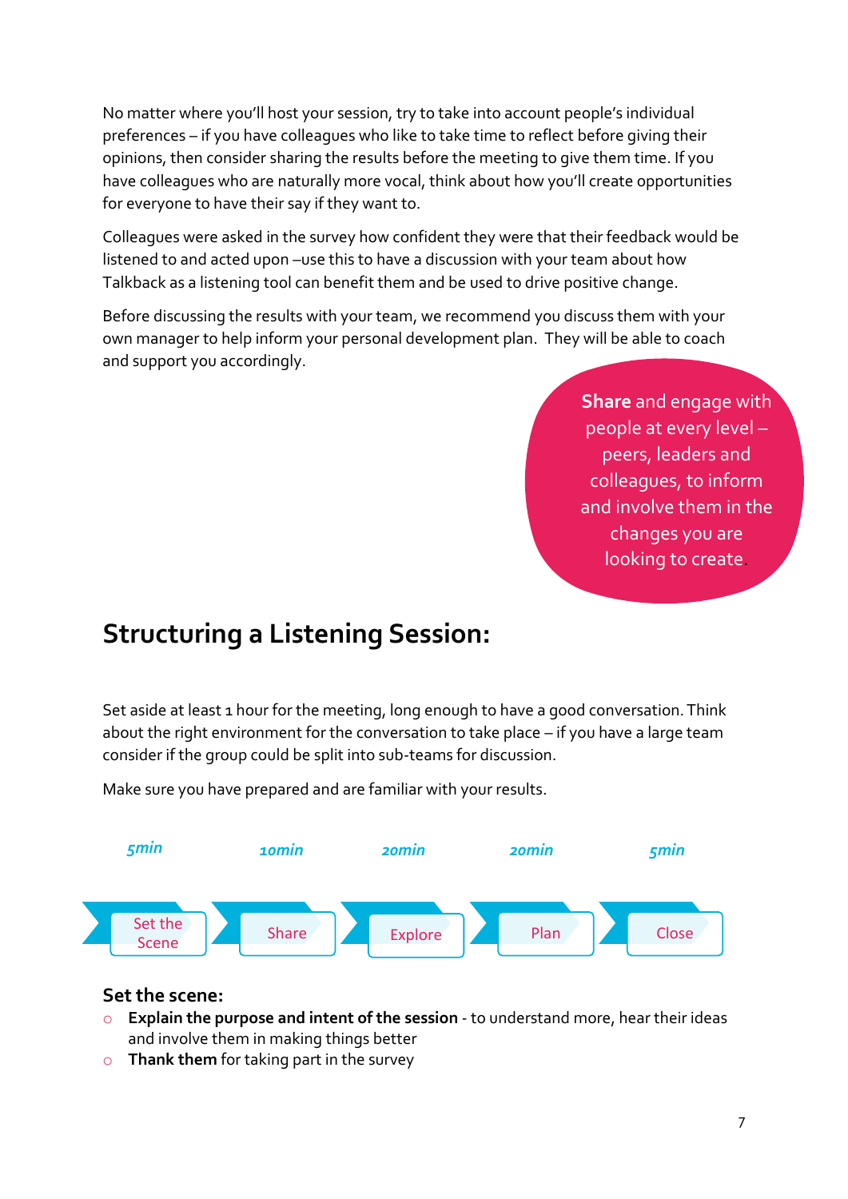No matter where you'll host your session, try to take into account people's individual preferences – if you have colleagues who like to take time to reflect before giving their opinions, then consider sharing the results before the meeting to give them time. If you have colleagues who are naturally more vocal, think about how you'll create opportunities for everyone to have their say if they want to.

Colleagues were asked in the survey how confident they were that their feedback would be listened to and acted upon –use this to have a discussion with your team about how Talkback as a listening tool can benefit them and be used to drive positive change.

Before discussing the results with your team, we recommend you discuss them with your own manager to help inform your personal development plan. They will be able to coach and support you accordingly.

**Share** and engage with people at every level – peers, leaders and colleagues, to inform and involve them in the changes you are looking to create.

## Structuring a Listening Session:

Set aside at least 1 hour for the meeting, long enough to have a good conversation. Think about the right environment for the conversation to take place – if you have a large team consider if the group could be split into sub-teams for discussion.

Make sure you have prepared and are familiar with your results.

| 5min | 10min | 20min | 20min | 5min |
|---|---|---|---|---|
| Set the Scene | Share | Explore | Plan | Close |

### Set the scene:

- **Explain the purpose and intent of the session** - to understand more, hear their ideas and involve them in making things better
- **Thank them** for taking part in the survey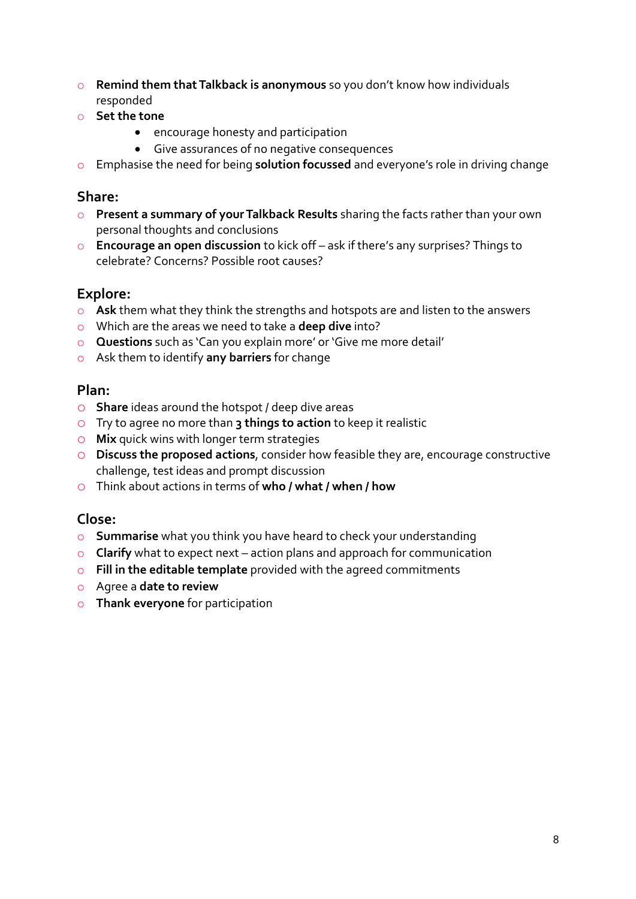- **Remind them that Talkback is anonymous** so you don't know how individuals responded
- **Set the tone**
    - encourage honesty and participation
    - Give assurances of no negative consequences
- Emphasise the need for being **solution focussed** and everyone's role in driving change

## Share:

- **Present a summary of your Talkback Results** sharing the facts rather than your own personal thoughts and conclusions
- **Encourage an open discussion** to kick off – ask if there's any surprises? Things to celebrate? Concerns? Possible root causes?

## Explore:

- **Ask** them what they think the strengths and hotspots are and listen to the answers
- Which are the areas we need to take a **deep dive** into?
- **Questions** such as 'Can you explain more' or 'Give me more detail'
- Ask them to identify **any barriers** for change

## Plan:

- **Share** ideas around the hotspot / deep dive areas
- Try to agree no more than **3 things to action** to keep it realistic
- **Mix** quick wins with longer term strategies
- **Discuss the proposed actions**, consider how feasible they are, encourage constructive challenge, test ideas and prompt discussion
- Think about actions in terms of **who / what / when / how**

## Close:

- **Summarise** what you think you have heard to check your understanding
- **Clarify** what to expect next – action plans and approach for communication
- **Fill in the editable template** provided with the agreed commitments
- Agree a **date to review**
- **Thank everyone** for participation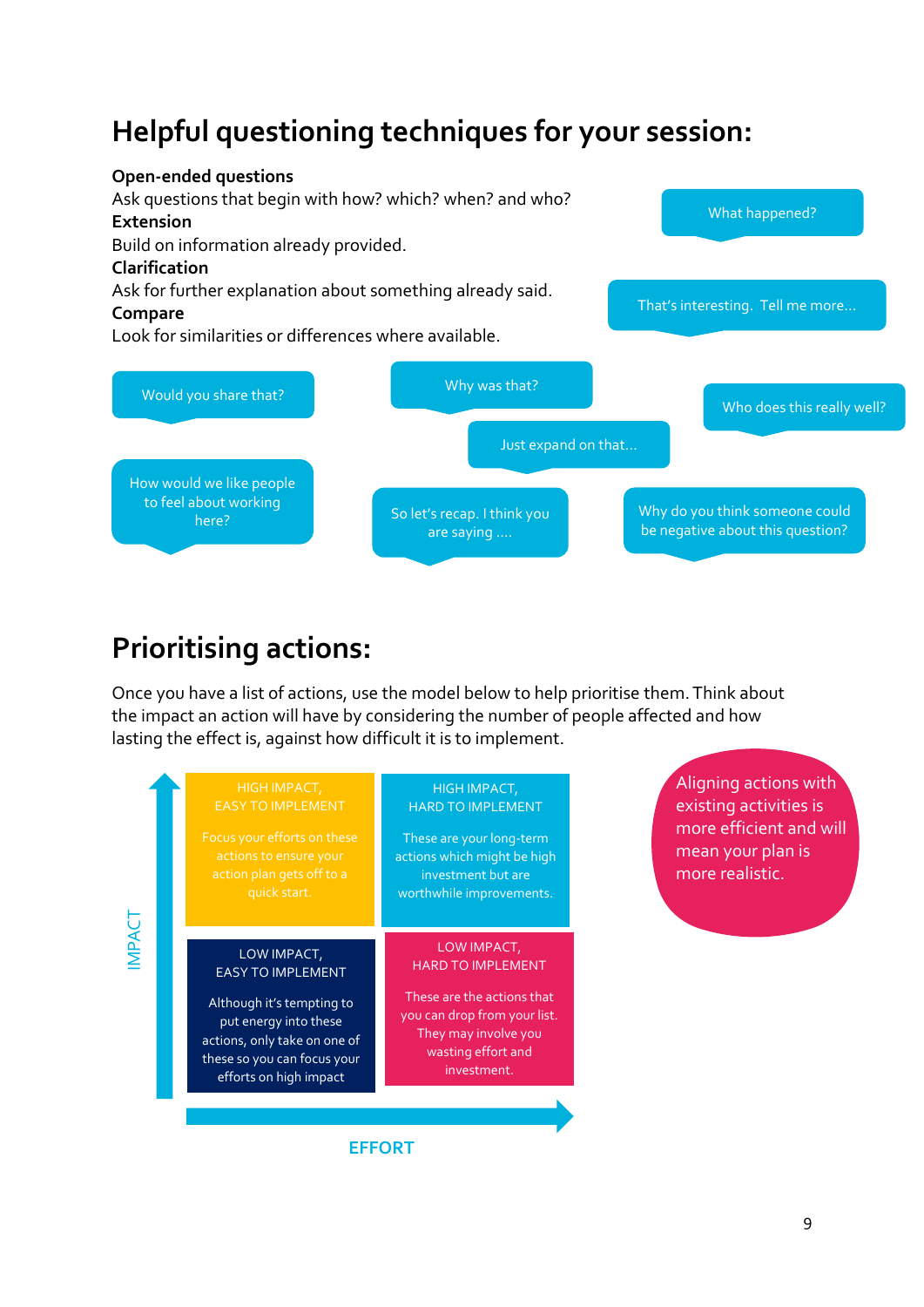# Helpful questioning techniques for your session:

**Open-ended questions**
Ask questions that begin with how? which? when? and who?

**Extension**
Build on information already provided.

**Clarification**
Ask for further explanation about something already said.

**Compare**
Look for similarities or differences where available.

- What happened?
- That's interesting. Tell me more…
- Would you share that?
- Why was that?
- Who does this really well?
- Just expand on that…
- How would we like people to feel about working here?
- So let's recap. I think you are saying ….
- Why do you think someone could be negative about this question?

# Prioritising actions:

Once you have a list of actions, use the model below to help prioritise them. Think about the impact an action will have by considering the number of people affected and how lasting the effect is, against how difficult it is to implement.

| | EASY TO IMPLEMENT | HARD TO IMPLEMENT |
|---|---|---|
| **HIGH IMPACT** | HIGH IMPACT, EASY TO IMPLEMENT<br>Focus your efforts on these actions to ensure your action plan gets off to a quick start. | HIGH IMPACT, HARD TO IMPLEMENT<br>These are your long-term actions which might be high investment but are worthwhile improvements. |
| **LOW IMPACT** | LOW IMPACT, EASY TO IMPLEMENT<br>Although it's tempting to put energy into these actions, only take on one of these so you can focus your efforts on high impact | LOW IMPACT, HARD TO IMPLEMENT<br>These are the actions that you can drop from your list. They may involve you wasting effort and investment. |

IMPACT (vertical axis) / EFFORT (horizontal axis)

Aligning actions with existing activities is more efficient and will mean your plan is more realistic.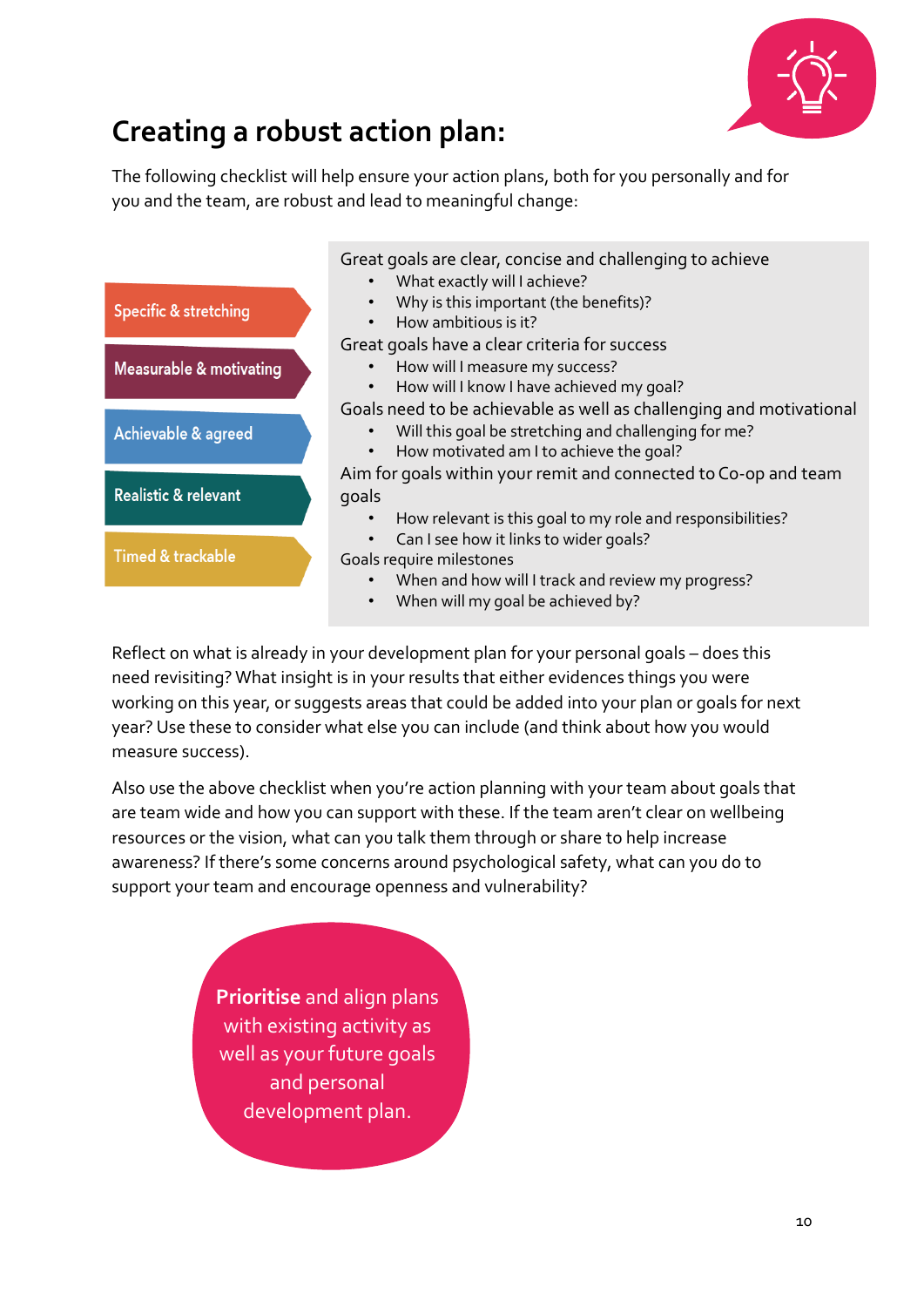# Creating a robust action plan:

The following checklist will help ensure your action plans, both for you personally and for you and the team, are robust and lead to meaningful change:

| | |
|---|---|
| **Specific & stretching** | Great goals are clear, concise and challenging to achieve<br>• What exactly will I achieve?<br>• Why is this important (the benefits)?<br>• How ambitious is it? |
| **Measurable & motivating** | Great goals have a clear criteria for success<br>• How will I measure my success?<br>• How will I know I have achieved my goal? |
| **Achievable & agreed** | Goals need to be achievable as well as challenging and motivational<br>• Will this goal be stretching and challenging for me?<br>• How motivated am I to achieve the goal? |
| **Realistic & relevant** | Aim for goals within your remit and connected to Co-op and team goals<br>• How relevant is this goal to my role and responsibilities?<br>• Can I see how it links to wider goals? |
| **Timed & trackable** | Goals require milestones<br>• When and how will I track and review my progress?<br>• When will my goal be achieved by? |

Reflect on what is already in your development plan for your personal goals – does this need revisiting? What insight is in your results that either evidences things you were working on this year, or suggests areas that could be added into your plan or goals for next year? Use these to consider what else you can include (and think about how you would measure success).

Also use the above checklist when you're action planning with your team about goals that are team wide and how you can support with these. If the team aren't clear on wellbeing resources or the vision, what can you talk them through or share to help increase awareness? If there's some concerns around psychological safety, what can you do to support your team and encourage openness and vulnerability?

**Prioritise** and align plans with existing activity as well as your future goals and personal development plan.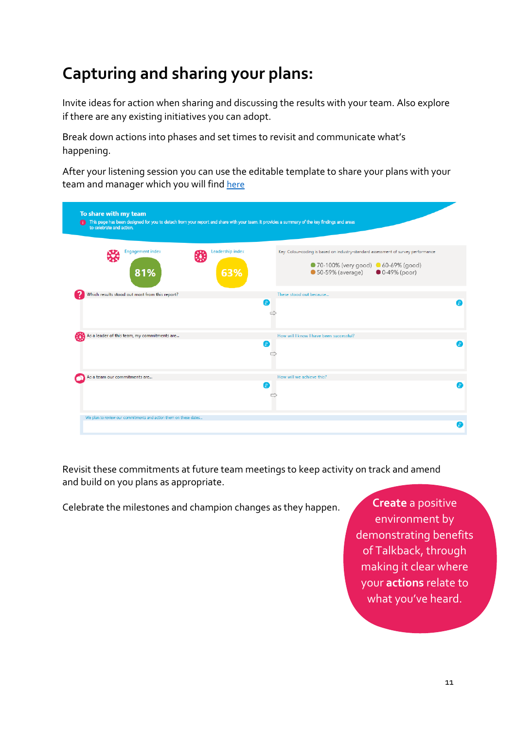# Capturing and sharing your plans:

Invite ideas for action when sharing and discussing the results with your team. Also explore if there are any existing initiatives you can adopt.

Break down actions into phases and set times to revisit and communicate what's happening.

After your listening session you can use the editable template to share your plans with your team and manager which you will find here

**To share with my team**

This page has been designed for you to detach from your report and share with your team. It provides a summary of the key findings and areas to celebrate and action.

Engagement index **81%**

Leadership index **63%**

Key: Colour-coding is based on industry-standard assessment of survey performance

70-100% (very good) 60-69% (good) 50-59% (average) 0-49% (poor)

| | |
|---|---|
| Which results stood out most from this report? | These stood out because... |
| As a leader of this team, my commitments are... | How will I know I have been successful? |
| As a team our commitments are... | How will we achieve this? |

We plan to review our commitments and action them on these dates...

Revisit these commitments at future team meetings to keep activity on track and amend and build on you plans as appropriate.

Celebrate the milestones and champion changes as they happen.

**Create** a positive environment by demonstrating benefits of Talkback, through making it clear where your **actions** relate to what you've heard.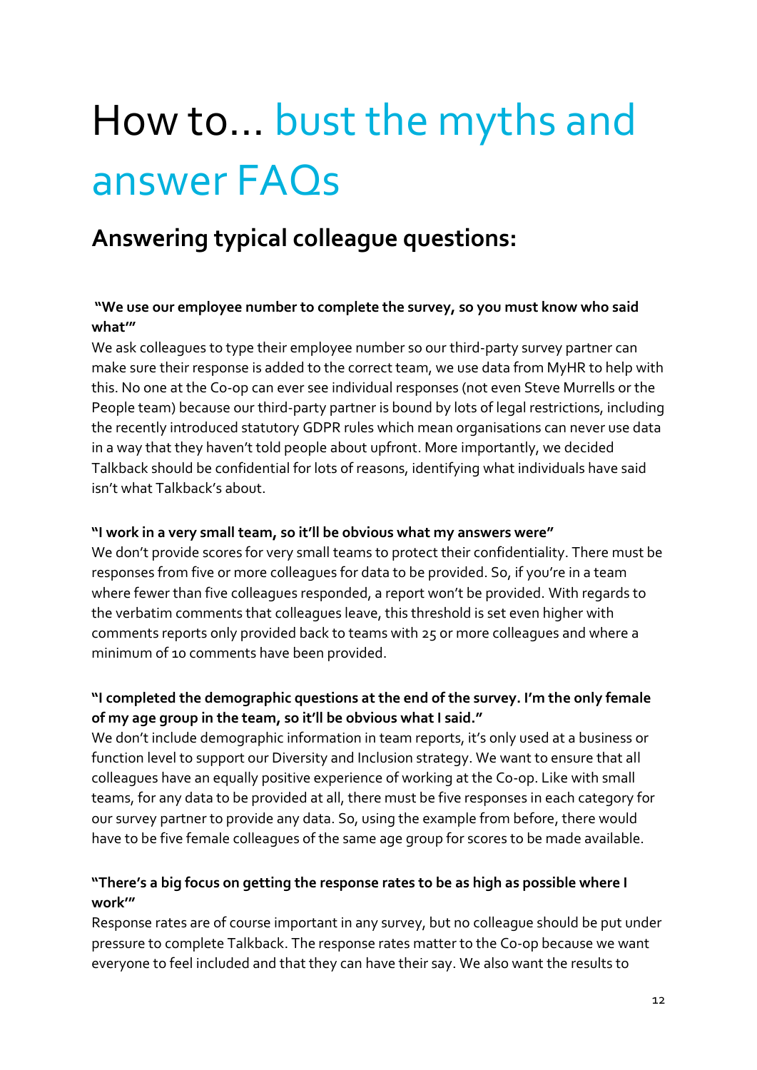# How to... bust the myths and answer FAQs

## Answering typical colleague questions:

**"We use our employee number to complete the survey, so you must know who said what'"**

We ask colleagues to type their employee number so our third-party survey partner can make sure their response is added to the correct team, we use data from MyHR to help with this. No one at the Co-op can ever see individual responses (not even Steve Murrells or the People team) because our third-party partner is bound by lots of legal restrictions, including the recently introduced statutory GDPR rules which mean organisations can never use data in a way that they haven't told people about upfront. More importantly, we decided Talkback should be confidential for lots of reasons, identifying what individuals have said isn't what Talkback's about.

**"I work in a very small team, so it'll be obvious what my answers were"**

We don't provide scores for very small teams to protect their confidentiality. There must be responses from five or more colleagues for data to be provided. So, if you're in a team where fewer than five colleagues responded, a report won't be provided. With regards to the verbatim comments that colleagues leave, this threshold is set even higher with comments reports only provided back to teams with 25 or more colleagues and where a minimum of 10 comments have been provided.

**"I completed the demographic questions at the end of the survey. I'm the only female of my age group in the team, so it'll be obvious what I said."**

We don't include demographic information in team reports, it's only used at a business or function level to support our Diversity and Inclusion strategy. We want to ensure that all colleagues have an equally positive experience of working at the Co-op. Like with small teams, for any data to be provided at all, there must be five responses in each category for our survey partner to provide any data. So, using the example from before, there would have to be five female colleagues of the same age group for scores to be made available.

**"There's a big focus on getting the response rates to be as high as possible where I work'"**

Response rates are of course important in any survey, but no colleague should be put under pressure to complete Talkback. The response rates matter to the Co-op because we want everyone to feel included and that they can have their say. We also want the results to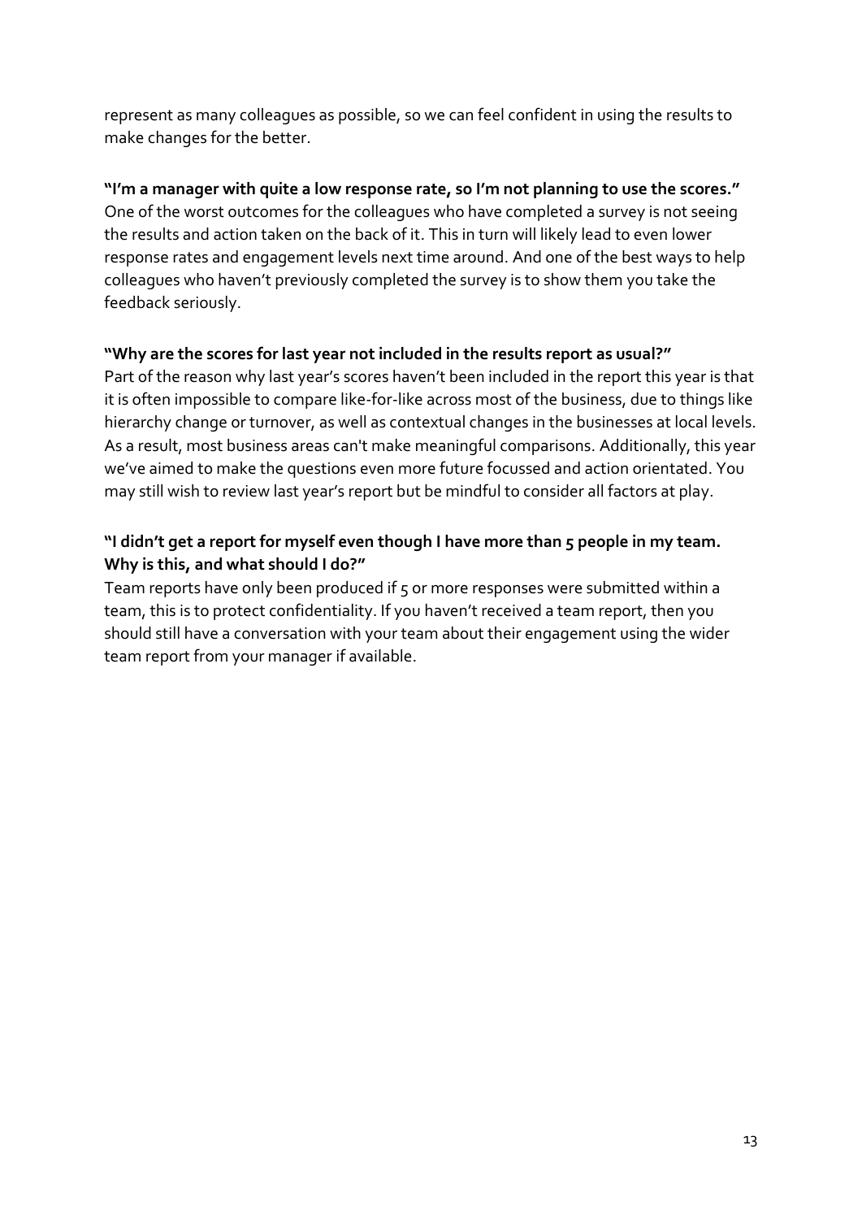represent as many colleagues as possible, so we can feel confident in using the results to make changes for the better.

**"I'm a manager with quite a low response rate, so I'm not planning to use the scores."**
One of the worst outcomes for the colleagues who have completed a survey is not seeing the results and action taken on the back of it. This in turn will likely lead to even lower response rates and engagement levels next time around. And one of the best ways to help colleagues who haven't previously completed the survey is to show them you take the feedback seriously.

**"Why are the scores for last year not included in the results report as usual?"**
Part of the reason why last year's scores haven't been included in the report this year is that it is often impossible to compare like-for-like across most of the business, due to things like hierarchy change or turnover, as well as contextual changes in the businesses at local levels. As a result, most business areas can't make meaningful comparisons. Additionally, this year we've aimed to make the questions even more future focussed and action orientated. You may still wish to review last year's report but be mindful to consider all factors at play.

**"I didn't get a report for myself even though I have more than 5 people in my team. Why is this, and what should I do?"**
Team reports have only been produced if 5 or more responses were submitted within a team, this is to protect confidentiality. If you haven't received a team report, then you should still have a conversation with your team about their engagement using the wider team report from your manager if available.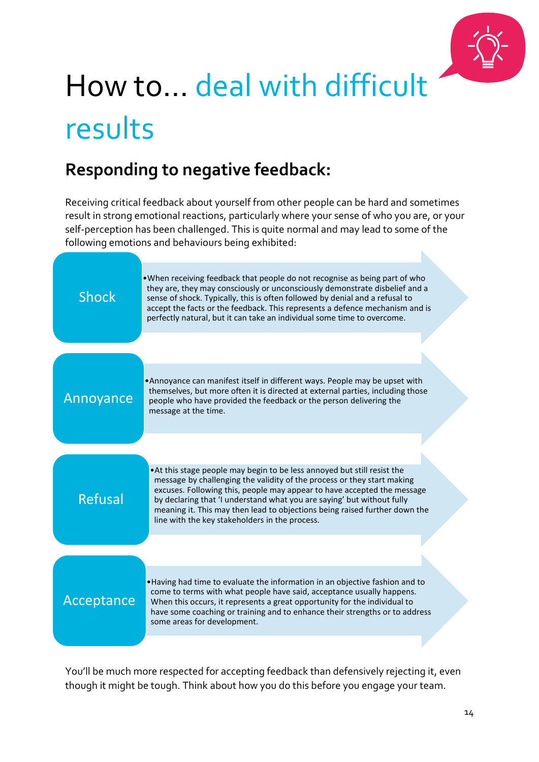# How to... deal with difficult results

## Responding to negative feedback:

Receiving critical feedback about yourself from other people can be hard and sometimes result in strong emotional reactions, particularly where your sense of who you are, or your self-perception has been challenged. This is quite normal and may lead to some of the following emotions and behaviours being exhibited:

**Shock**

- When receiving feedback that people do not recognise as being part of who they are, they may consciously or unconsciously demonstrate disbelief and a sense of shock. Typically, this is often followed by denial and a refusal to accept the facts or the feedback. This represents a defence mechanism and is perfectly natural, but it can take an individual some time to overcome.

**Annoyance**

- Annoyance can manifest itself in different ways. People may be upset with themselves, but more often it is directed at external parties, including those people who have provided the feedback or the person delivering the message at the time.

**Refusal**

- At this stage people may begin to be less annoyed but still resist the message by challenging the validity of the process or they start making excuses. Following this, people may appear to have accepted the message by declaring that 'I understand what you are saying' but without fully meaning it. This may then lead to objections being raised further down the line with the key stakeholders in the process.

**Acceptance**

- Having had time to evaluate the information in an objective fashion and to come to terms with what people have said, acceptance usually happens. When this occurs, it represents a great opportunity for the individual to have some coaching or training and to enhance their strengths or to address some areas for development.

You'll be much more respected for accepting feedback than defensively rejecting it, even though it might be tough. Think about how you do this before you engage your team.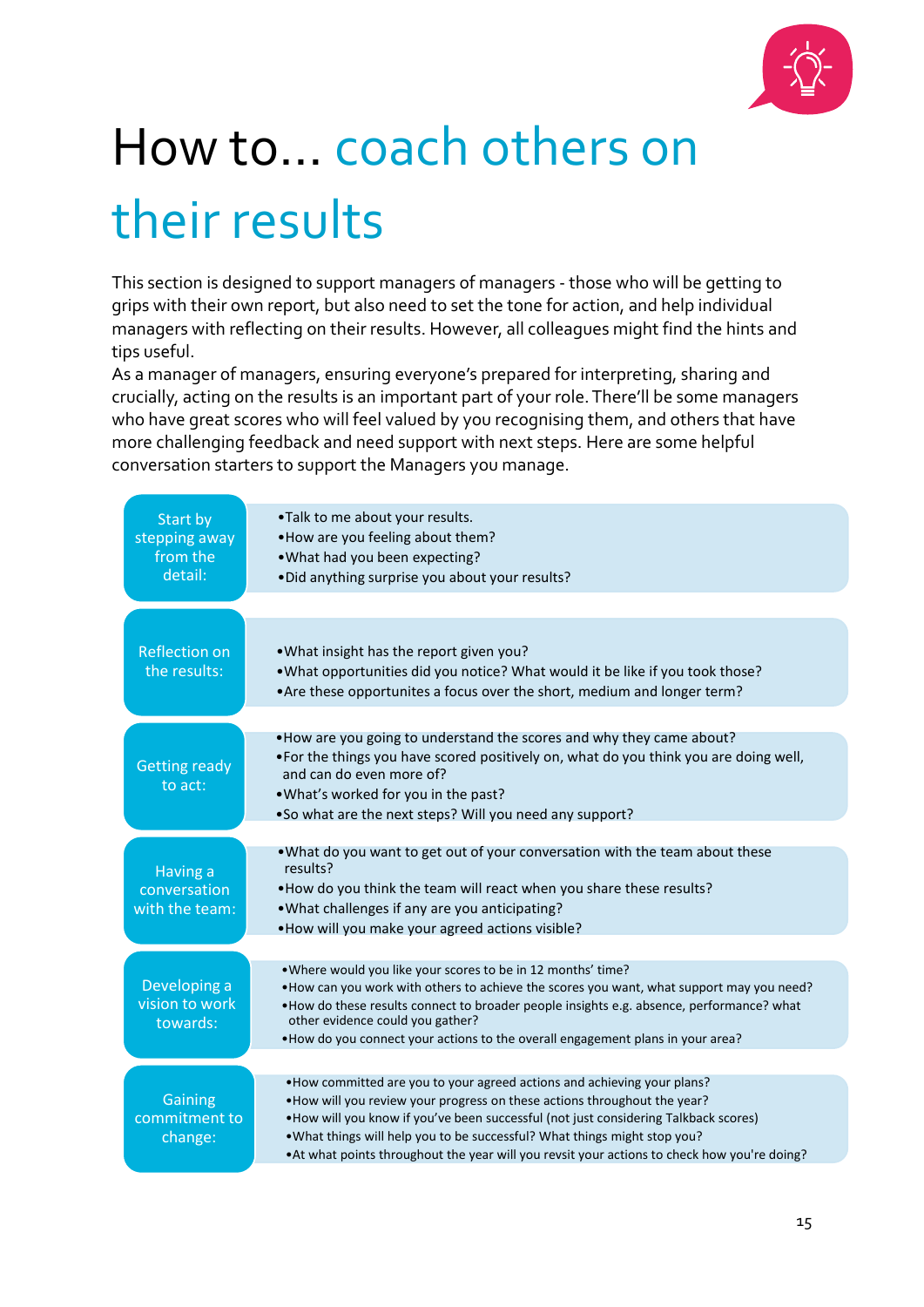# How to... coach others on their results

This section is designed to support managers of managers - those who will be getting to grips with their own report, but also need to set the tone for action, and help individual managers with reflecting on their results. However, all colleagues might find the hints and tips useful.

As a manager of managers, ensuring everyone's prepared for interpreting, sharing and crucially, acting on the results is an important part of your role. There'll be some managers who have great scores who will feel valued by you recognising them, and others that have more challenging feedback and need support with next steps. Here are some helpful conversation starters to support the Managers you manage.

**Start by stepping away from the detail:**

- Talk to me about your results.
- How are you feeling about them?
- What had you been expecting?
- Did anything surprise you about your results?

**Reflection on the results:**

- What insight has the report given you?
- What opportunities did you notice? What would it be like if you took those?
- Are these opportunites a focus over the short, medium and longer term?

**Getting ready to act:**

- How are you going to understand the scores and why they came about?
- For the things you have scored positively on, what do you think you are doing well, and can do even more of?
- What's worked for you in the past?
- So what are the next steps? Will you need any support?

**Having a conversation with the team:**

- What do you want to get out of your conversation with the team about these results?
- How do you think the team will react when you share these results?
- What challenges if any are you anticipating?
- How will you make your agreed actions visible?

**Developing a vision to work towards:**

- Where would you like your scores to be in 12 months' time?
- How can you work with others to achieve the scores you want, what support may you need?
- How do these results connect to broader people insights e.g. absence, performance? what other evidence could you gather?
- How do you connect your actions to the overall engagement plans in your area?

**Gaining commitment to change:**

- How committed are you to your agreed actions and achieving your plans?
- How will you review your progress on these actions throughout the year?
- How will you know if you've been successful (not just considering Talkback scores)
- What things will help you to be successful? What things might stop you?
- At what points throughout the year will you revsit your actions to check how you're doing?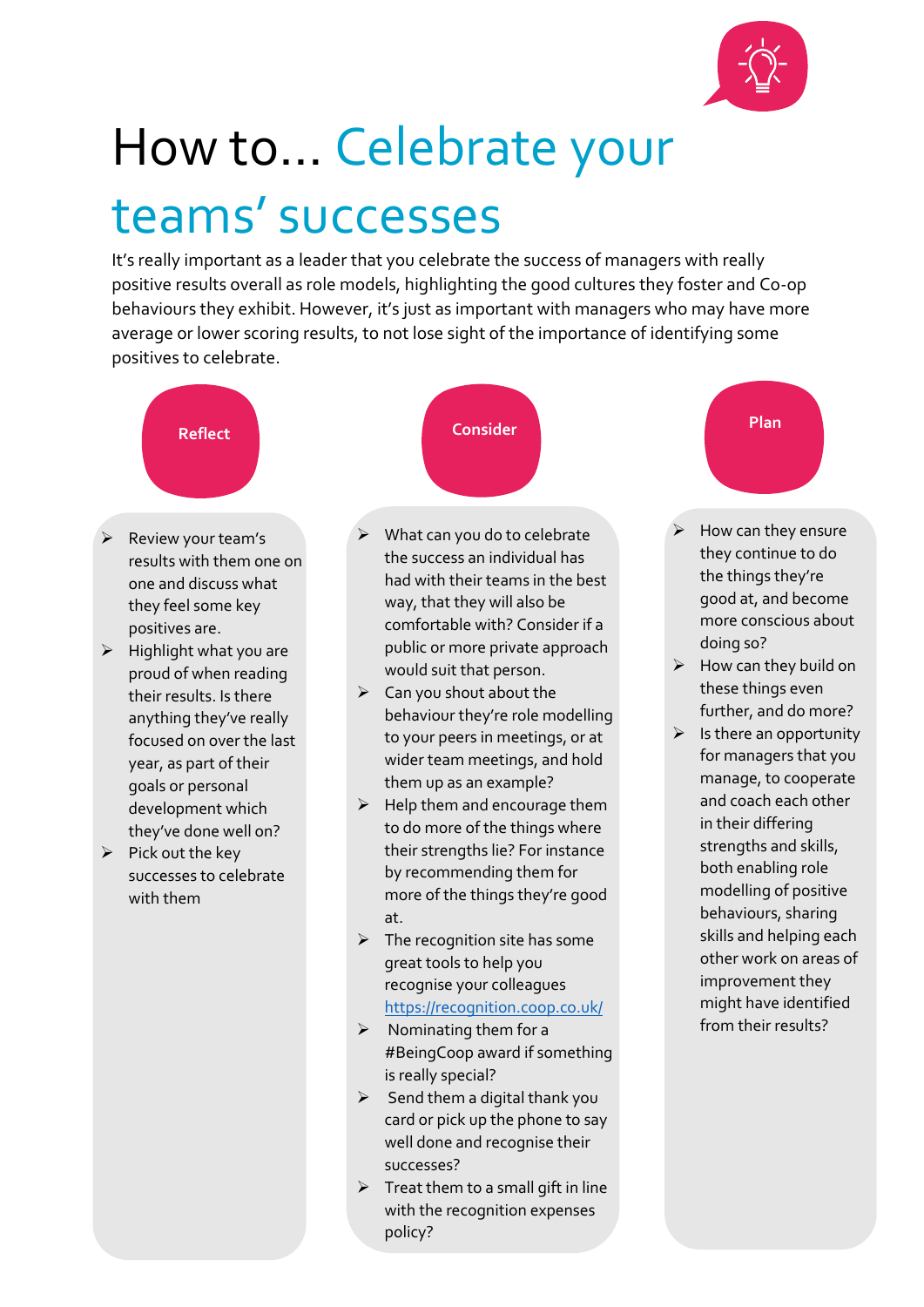# How to... Celebrate your teams' successes

It's really important as a leader that you celebrate the success of managers with really positive results overall as role models, highlighting the good cultures they foster and Co-op behaviours they exhibit. However, it's just as important with managers who may have more average or lower scoring results, to not lose sight of the importance of identifying some positives to celebrate.

## Reflect

- Review your team's results with them one on one and discuss what they feel some key positives are.
- Highlight what you are proud of when reading their results. Is there anything they've really focused on over the last year, as part of their goals or personal development which they've done well on?
- Pick out the key successes to celebrate with them

## Consider

- What can you do to celebrate the success an individual has had with their teams in the best way, that they will also be comfortable with? Consider if a public or more private approach would suit that person.
- Can you shout about the behaviour they're role modelling to your peers in meetings, or at wider team meetings, and hold them up as an example?
- Help them and encourage them to do more of the things where their strengths lie? For instance by recommending them for more of the things they're good at.
- The recognition site has some great tools to help you recognise your colleagues https://recognition.coop.co.uk/
- Nominating them for a #BeingCoop award if something is really special?
- Send them a digital thank you card or pick up the phone to say well done and recognise their successes?
- Treat them to a small gift in line with the recognition expenses policy?

## Plan

- How can they ensure they continue to do the things they're good at, and become more conscious about doing so?
- How can they build on these things even further, and do more?
- Is there an opportunity for managers that you manage, to cooperate and coach each other in their differing strengths and skills, both enabling role modelling of positive behaviours, sharing skills and helping each other work on areas of improvement they might have identified from their results?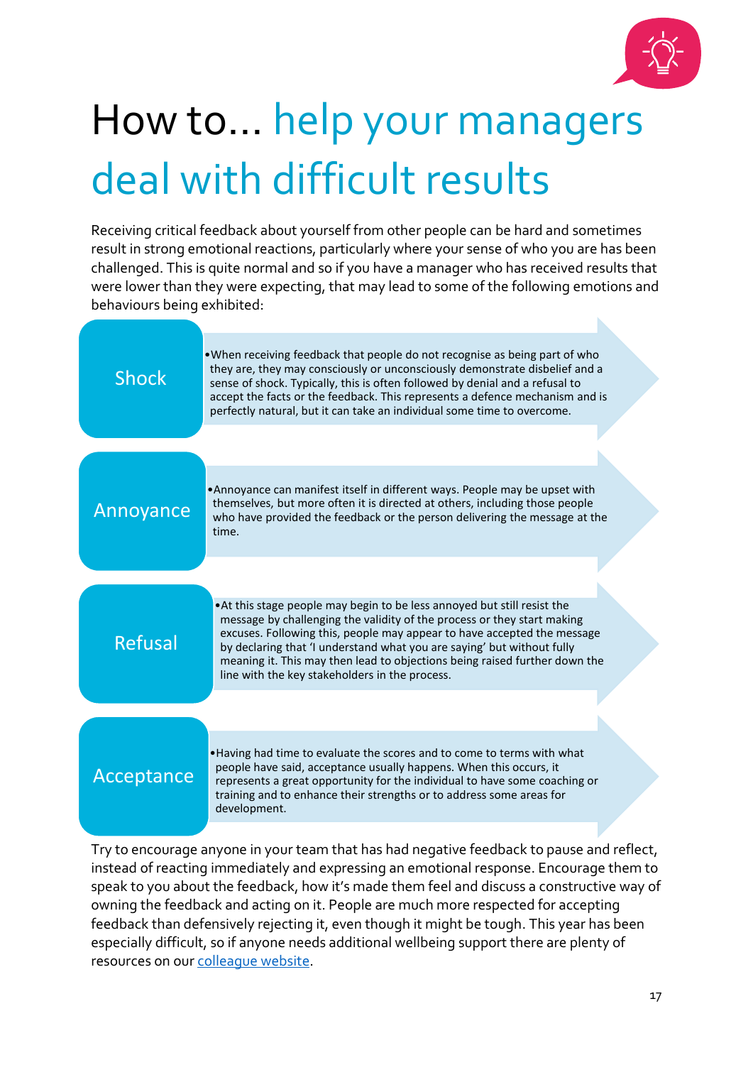# How to... help your managers deal with difficult results

Receiving critical feedback about yourself from other people can be hard and sometimes result in strong emotional reactions, particularly where your sense of who you are has been challenged. This is quite normal and so if you have a manager who has received results that were lower than they were expecting, that may lead to some of the following emotions and behaviours being exhibited:

**Shock**

- When receiving feedback that people do not recognise as being part of who they are, they may consciously or unconsciously demonstrate disbelief and a sense of shock. Typically, this is often followed by denial and a refusal to accept the facts or the feedback. This represents a defence mechanism and is perfectly natural, but it can take an individual some time to overcome.

**Annoyance**

- Annoyance can manifest itself in different ways. People may be upset with themselves, but more often it is directed at others, including those people who have provided the feedback or the person delivering the message at the time.

**Refusal**

- At this stage people may begin to be less annoyed but still resist the message by challenging the validity of the process or they start making excuses. Following this, people may appear to have accepted the message by declaring that 'I understand what you are saying' but without fully meaning it. This may then lead to objections being raised further down the line with the key stakeholders in the process.

**Acceptance**

- Having had time to evaluate the scores and to come to terms with what people have said, acceptance usually happens. When this occurs, it represents a great opportunity for the individual to have some coaching or training and to enhance their strengths or to address some areas for development.

Try to encourage anyone in your team that has had negative feedback to pause and reflect, instead of reacting immediately and expressing an emotional response. Encourage them to speak to you about the feedback, how it's made them feel and discuss a constructive way of owning the feedback and acting on it. People are much more respected for accepting feedback than defensively rejecting it, even though it might be tough. This year has been especially difficult, so if anyone needs additional wellbeing support there are plenty of resources on our colleague website.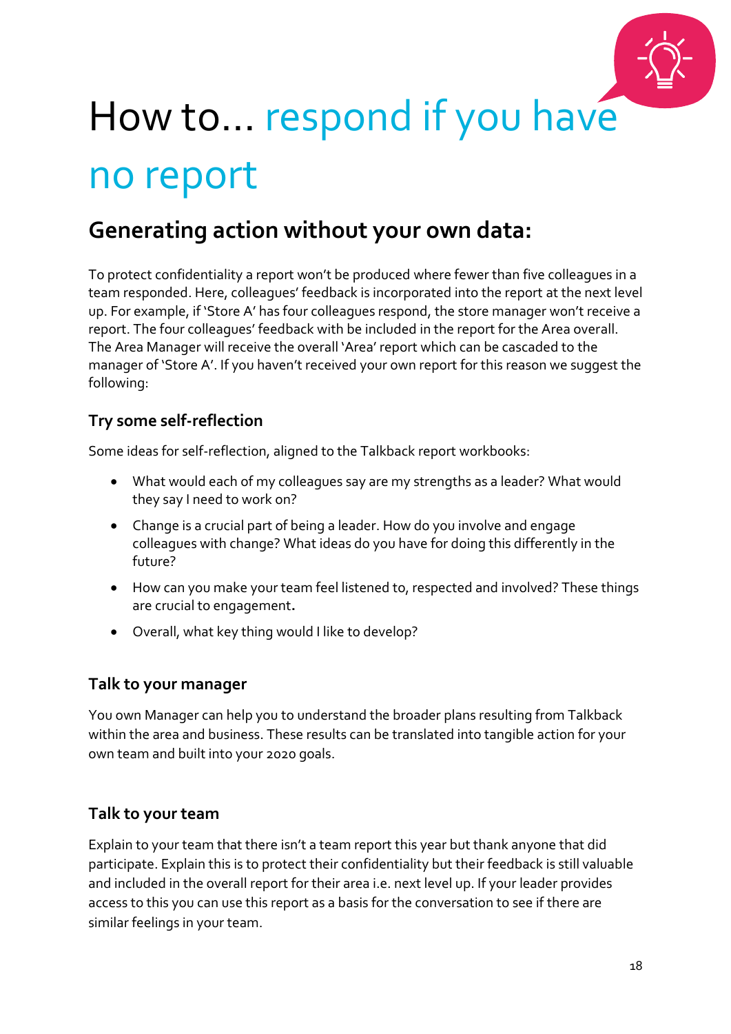# How to… respond if you have no report

## Generating action without your own data:

To protect confidentiality a report won't be produced where fewer than five colleagues in a team responded. Here, colleagues' feedback is incorporated into the report at the next level up. For example, if 'Store A' has four colleagues respond, the store manager won't receive a report. The four colleagues' feedback with be included in the report for the Area overall. The Area Manager will receive the overall 'Area' report which can be cascaded to the manager of 'Store A'. If you haven't received your own report for this reason we suggest the following:

### Try some self-reflection

Some ideas for self-reflection, aligned to the Talkback report workbooks:

- What would each of my colleagues say are my strengths as a leader? What would they say I need to work on?
- Change is a crucial part of being a leader. How do you involve and engage colleagues with change? What ideas do you have for doing this differently in the future?
- How can you make your team feel listened to, respected and involved? These things are crucial to engagement.
- Overall, what key thing would I like to develop?

### Talk to your manager

You own Manager can help you to understand the broader plans resulting from Talkback within the area and business. These results can be translated into tangible action for your own team and built into your 2020 goals.

### Talk to your team

Explain to your team that there isn't a team report this year but thank anyone that did participate. Explain this is to protect their confidentiality but their feedback is still valuable and included in the overall report for their area i.e. next level up. If your leader provides access to this you can use this report as a basis for the conversation to see if there are similar feelings in your team.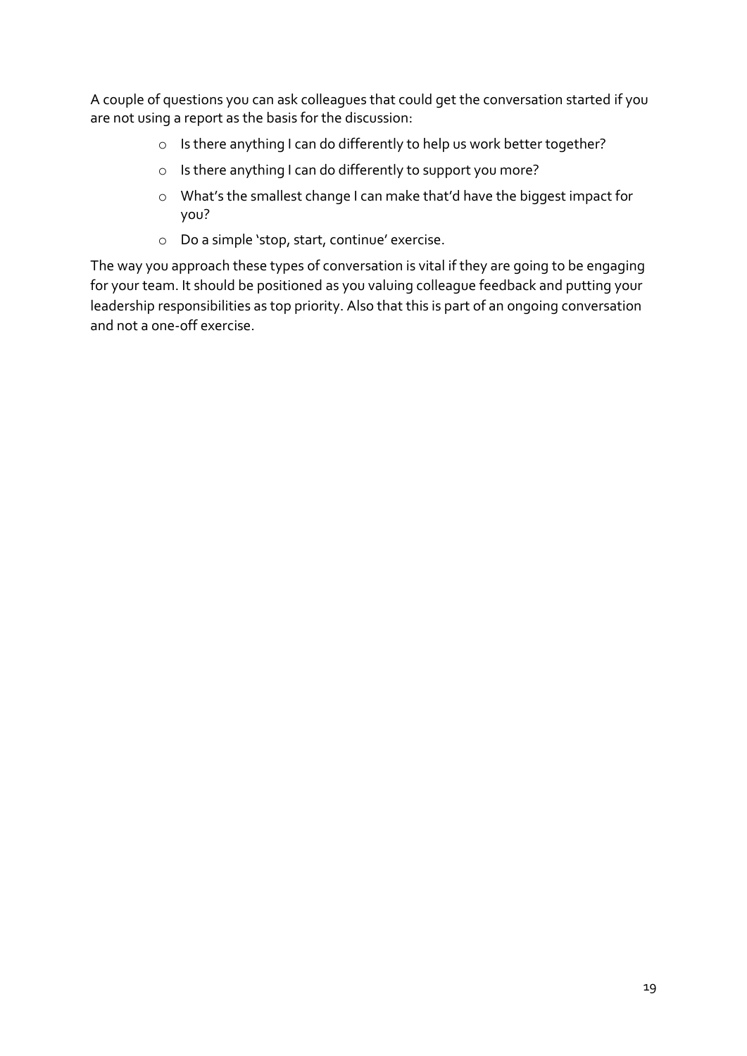A couple of questions you can ask colleagues that could get the conversation started if you are not using a report as the basis for the discussion:

- Is there anything I can do differently to help us work better together?
- Is there anything I can do differently to support you more?
- What's the smallest change I can make that'd have the biggest impact for you?
- Do a simple 'stop, start, continue' exercise.

The way you approach these types of conversation is vital if they are going to be engaging for your team. It should be positioned as you valuing colleague feedback and putting your leadership responsibilities as top priority. Also that this is part of an ongoing conversation and not a one-off exercise.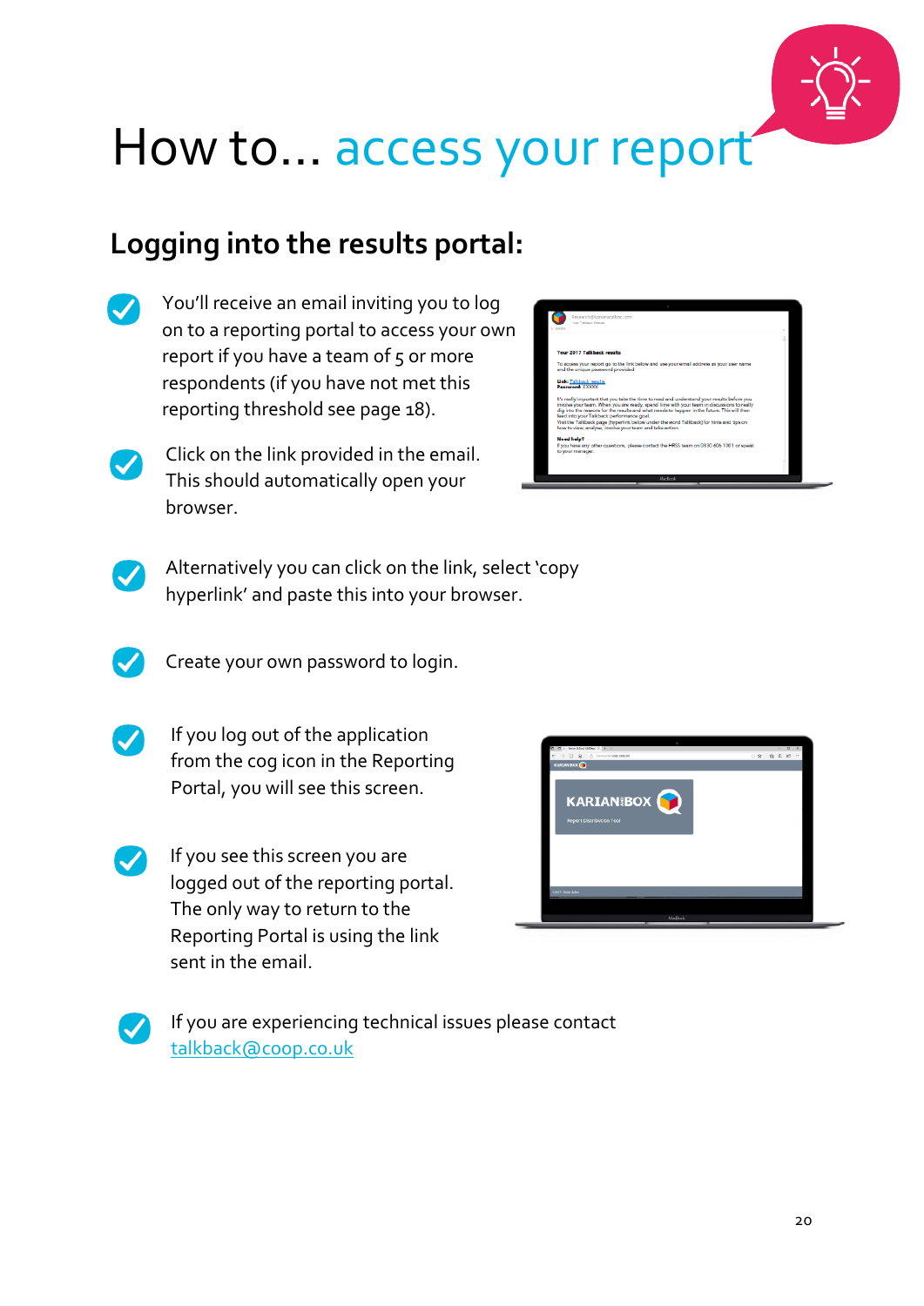# How to... access your report

## Logging into the results portal:

- You'll receive an email inviting you to log on to a reporting portal to access your own report if you have a team of 5 or more respondents (if you have not met this reporting threshold see page 18).
- Click on the link provided in the email. This should automatically open your browser.
- Alternatively you can click on the link, select 'copy hyperlink' and paste this into your browser.
- Create your own password to login.
- If you log out of the application from the cog icon in the Reporting Portal, you will see this screen.
- If you see this screen you are logged out of the reporting portal. The only way to return to the Reporting Portal is using the link sent in the email.
- If you are experiencing technical issues please contact talkback@coop.co.uk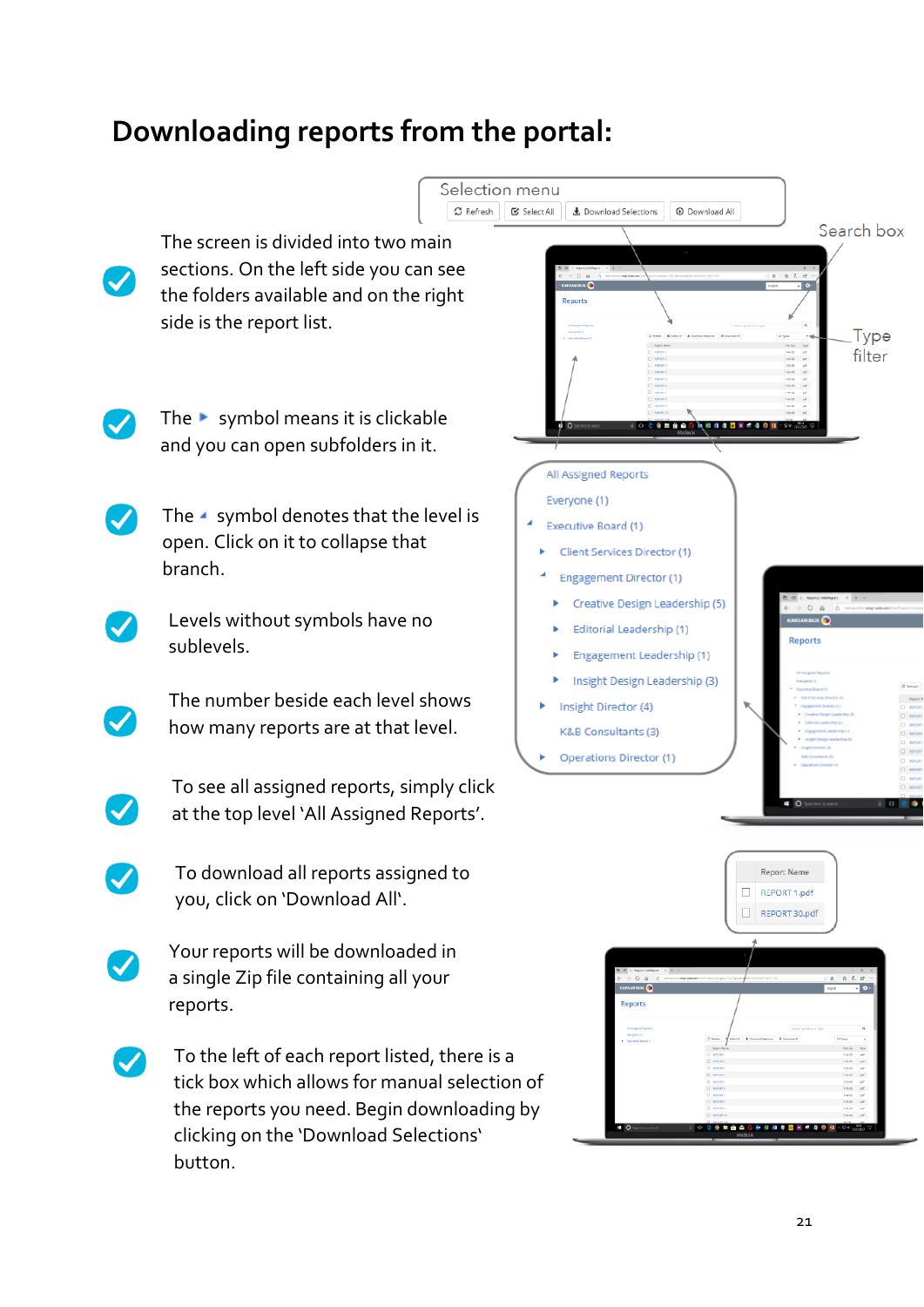# Downloading reports from the portal:

- The screen is divided into two main sections. On the left side you can see the folders available and on the right side is the report list.
- The ▸ symbol means it is clickable and you can open subfolders in it.
- The ◂ symbol denotes that the level is open. Click on it to collapse that branch.
- Levels without symbols have no sublevels.
- The number beside each level shows how many reports are at that level.
- To see all assigned reports, simply click at the top level 'All Assigned Reports'.
- To download all reports assigned to you, click on 'Download All'.
- Your reports will be downloaded in a single Zip file containing all your reports.
- To the left of each report listed, there is a tick box which allows for manual selection of the reports you need. Begin downloading by clicking on the 'Download Selections' button.

Selection menu: Refresh | Select All | Download Selections | Download All

Search box

Type filter

- All Assigned Reports
- Everyone (1)
- Executive Board (1)
  - Client Services Director (1)
  - Engagement Director (1)
    - Creative Design Leadership (5)
    - Editorial Leadership (1)
    - Engagement Leadership (1)
    - Insight Design Leadership (3)
  - Insight Director (4)
  - K&B Consultants (3)
  - Operations Director (1)

| Report Name |
|---|
| REPORT 1.pdf |
| REPORT 30.pdf |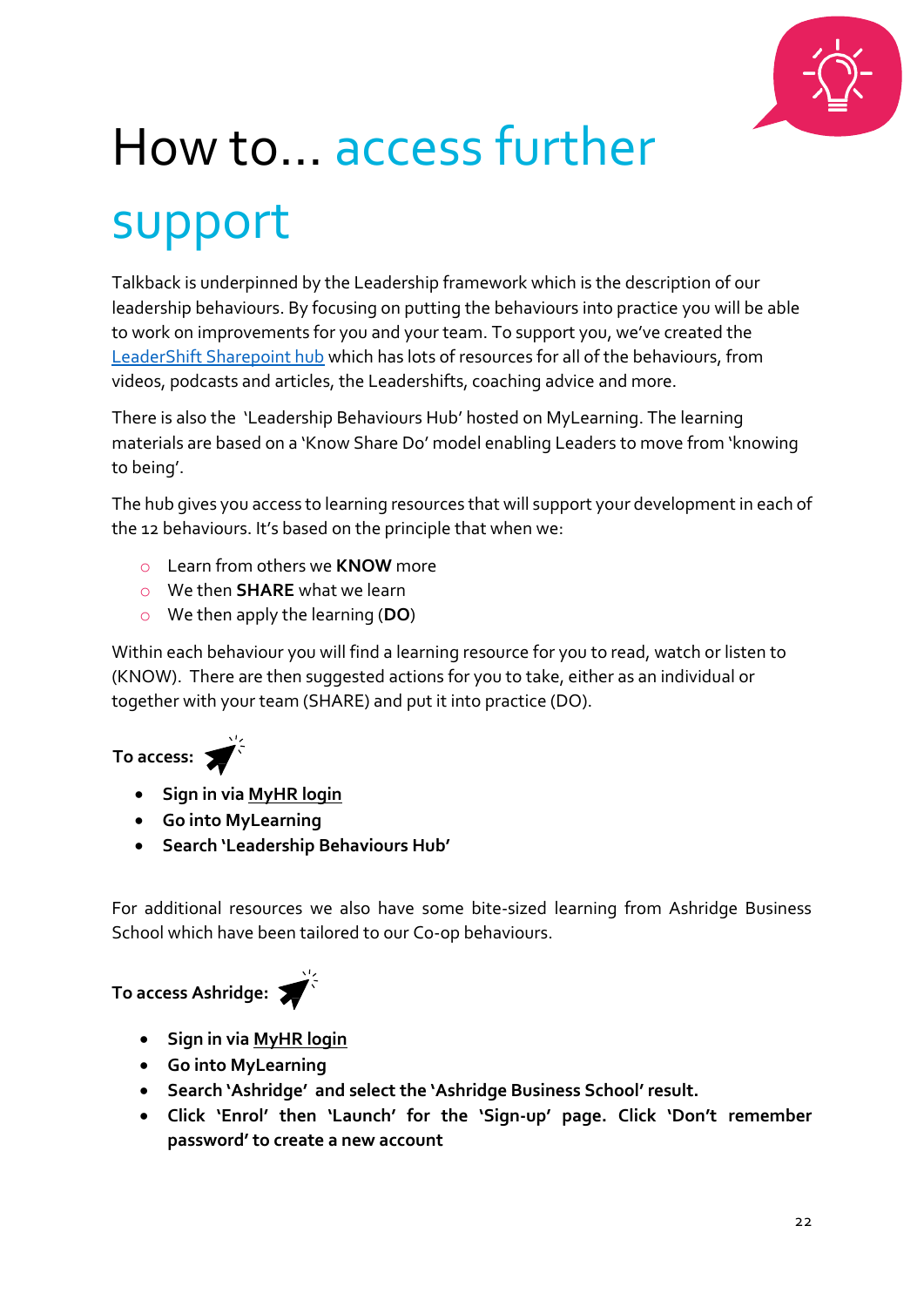# How to... access further support

Talkback is underpinned by the Leadership framework which is the description of our leadership behaviours. By focusing on putting the behaviours into practice you will be able to work on improvements for you and your team. To support you, we've created the LeaderShift Sharepoint hub which has lots of resources for all of the behaviours, from videos, podcasts and articles, the Leadershifts, coaching advice and more.

There is also the 'Leadership Behaviours Hub' hosted on MyLearning. The learning materials are based on a 'Know Share Do' model enabling Leaders to move from 'knowing to being'.

The hub gives you access to learning resources that will support your development in each of the 12 behaviours. It's based on the principle that when we:

- Learn from others we **KNOW** more
- We then **SHARE** what we learn
- We then apply the learning (**DO**)

Within each behaviour you will find a learning resource for you to read, watch or listen to (KNOW). There are then suggested actions for you to take, either as an individual or together with your team (SHARE) and put it into practice (DO).

**To access:**

- **Sign in via MyHR login**
- **Go into MyLearning**
- **Search 'Leadership Behaviours Hub'**

For additional resources we also have some bite-sized learning from Ashridge Business School which have been tailored to our Co-op behaviours.

**To access Ashridge:**

- **Sign in via MyHR login**
- **Go into MyLearning**
- **Search 'Ashridge' and select the 'Ashridge Business School' result.**
- **Click 'Enrol' then 'Launch' for the 'Sign-up' page. Click 'Don't remember password' to create a new account**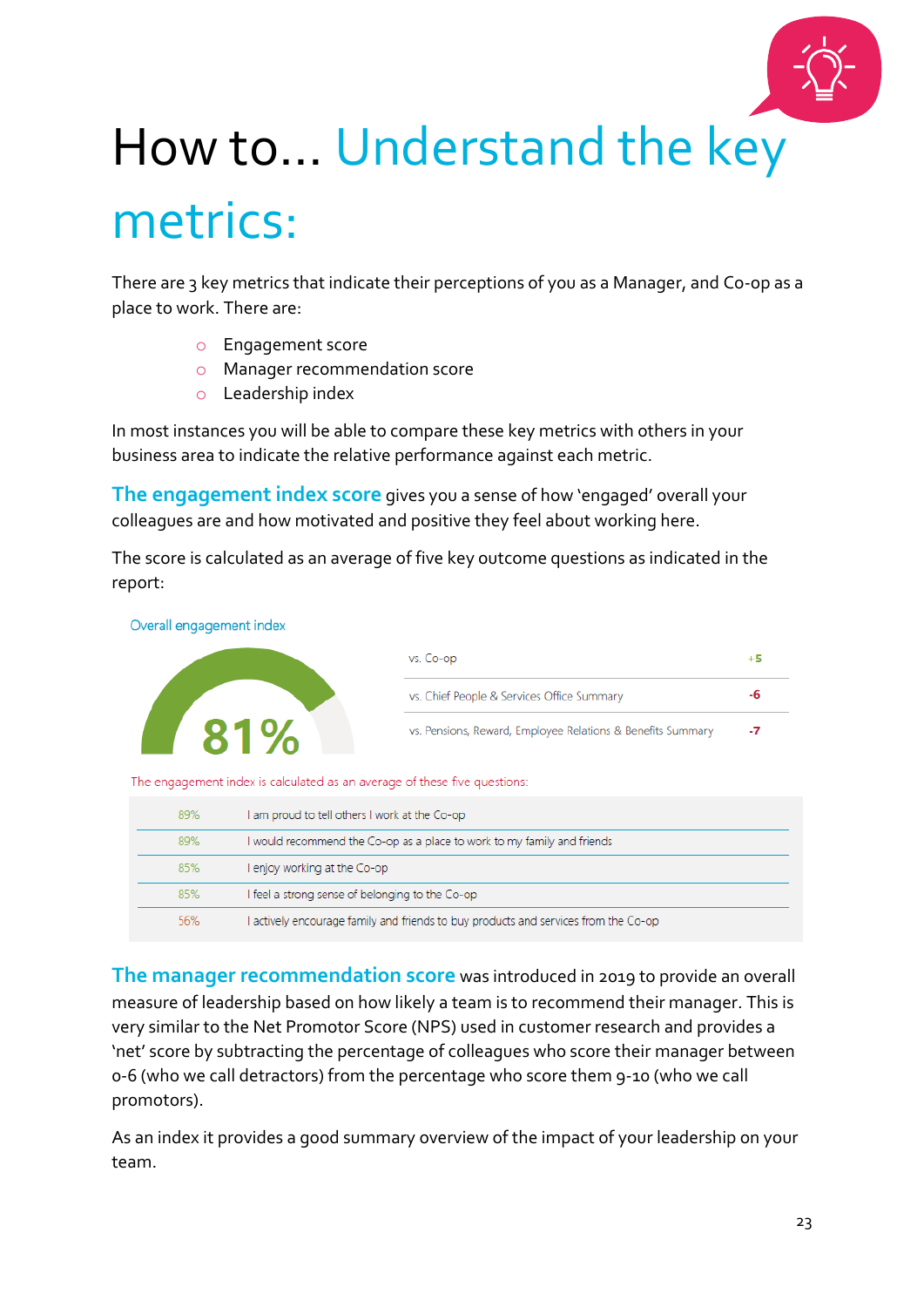# How to... Understand the key metrics:

There are 3 key metrics that indicate their perceptions of you as a Manager, and Co-op as a place to work. There are:

- Engagement score
- Manager recommendation score
- Leadership index

In most instances you will be able to compare these key metrics with others in your business area to indicate the relative performance against each metric.

**The engagement index score** gives you a sense of how 'engaged' overall your colleagues are and how motivated and positive they feel about working here.

The score is calculated as an average of five key outcome questions as indicated in the report:

Overall engagement index

81%

| | |
|---|---|
| vs. Co-op | +5 |
| vs. Chief People & Services Office Summary | -6 |
| vs. Pensions, Reward, Employee Relations & Benefits Summary | -7 |

The engagement index is calculated as an average of these five questions:

| | |
|---|---|
| 89% | I am proud to tell others I work at the Co-op |
| 89% | I would recommend the Co-op as a place to work to my family and friends |
| 85% | I enjoy working at the Co-op |
| 85% | I feel a strong sense of belonging to the Co-op |
| 56% | I actively encourage family and friends to buy products and services from the Co-op |

**The manager recommendation score** was introduced in 2019 to provide an overall measure of leadership based on how likely a team is to recommend their manager. This is very similar to the Net Promotor Score (NPS) used in customer research and provides a 'net' score by subtracting the percentage of colleagues who score their manager between 0-6 (who we call detractors) from the percentage who score them 9-10 (who we call promotors).

As an index it provides a good summary overview of the impact of your leadership on your team.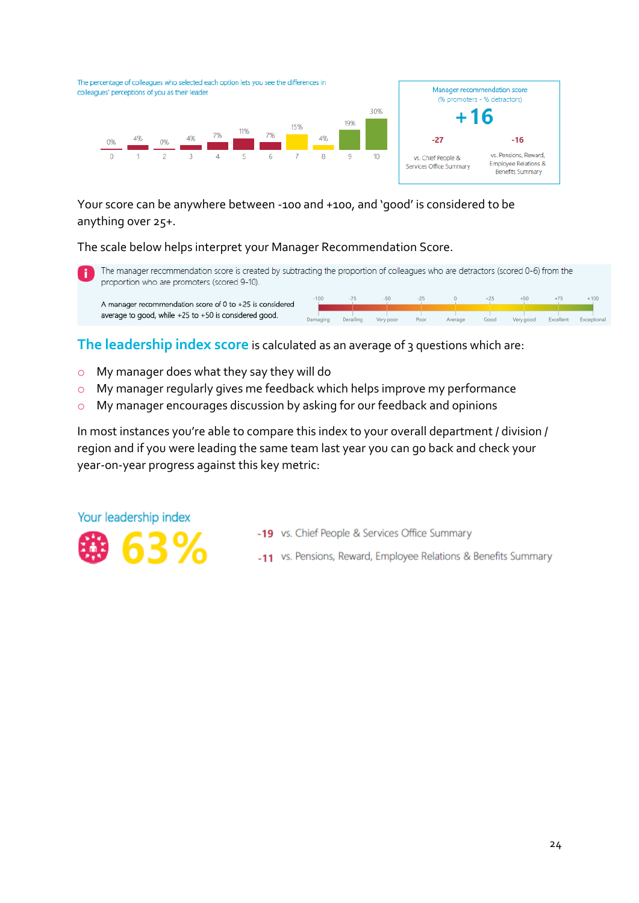The percentage of colleagues who selected each option lets you see the differences in colleagues' perceptions of you as their leader

| Score | 0 | 1 | 2 | 3 | 4 | 5 | 6 | 7 | 8 | 9 | 10 |
|---|---|---|---|---|---|---|---|---|---|---|---|
| % | 0% | 4% | 0% | 4% | 7% | 11% | 7% | 15% | 4% | 19% | 30% |

**Manager recommendation score**
(% promoters - % detractors)

**+16**

**-27** vs. Chief People & Services Office Summary

**-16** vs. Pensions, Reward, Employee Relations & Benefits Summary

Your score can be anywhere between -100 and +100, and 'good' is considered to be anything over 25+.

The scale below helps interpret your Manager Recommendation Score.

The manager recommendation score is created by subtracting the proportion of colleagues who are detractors (scored 0-6) from the proportion who are promoters (scored 9-10).

A manager recommendation score of 0 to +25 is considered average to good, while +25 to +50 is considered good.

| -100 | -75 | -50 | -25 | 0 | +25 | +50 | +75 | +100 |
|---|---|---|---|---|---|---|---|---|
| Damaging | Derailing | Very poor | Poor | Average | Good | Very good | Excellent | Exceptional |

**The leadership index score** is calculated as an average of 3 questions which are:

- My manager does what they say they will do
- My manager regularly gives me feedback which helps improve my performance
- My manager encourages discussion by asking for our feedback and opinions

In most instances you're able to compare this index to your overall department / division / region and if you were leading the same team last year you can go back and check your year-on-year progress against this key metric:

**Your leadership index**

**63%**

**-19** vs. Chief People & Services Office Summary

**-11** vs. Pensions, Reward, Employee Relations & Benefits Summary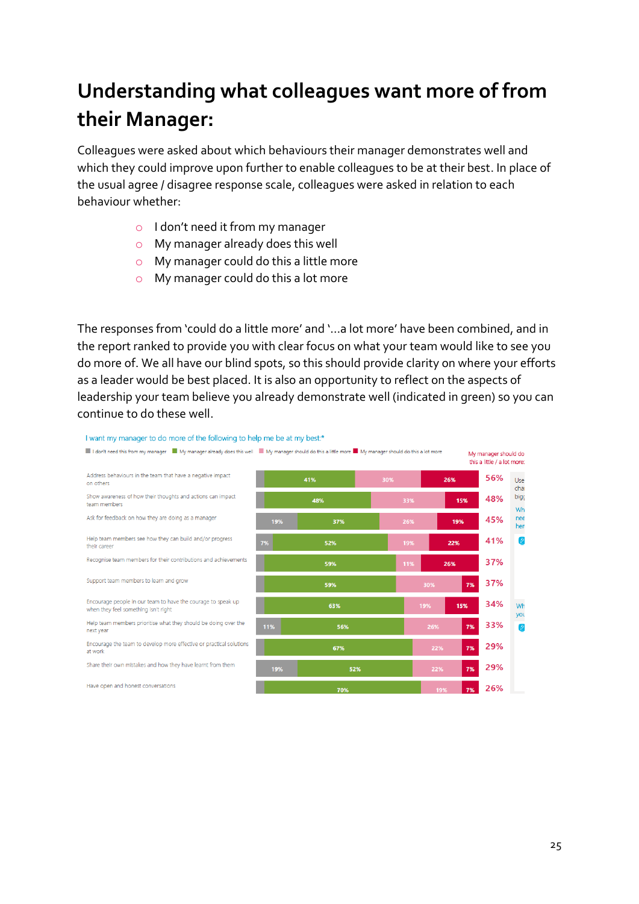# Understanding what colleagues want more of from their Manager:

Colleagues were asked about which behaviours their manager demonstrates well and which they could improve upon further to enable colleagues to be at their best. In place of the usual agree / disagree response scale, colleagues were asked in relation to each behaviour whether:

- I don't need it from my manager
- My manager already does this well
- My manager could do this a little more
- My manager could do this a lot more

The responses from 'could do a little more' and '...a lot more' have been combined, and in the report ranked to provide you with clear focus on what your team would like to see you do more of. We all have our blind spots, so this should provide clarity on where your efforts as a leader would be best placed. It is also an opportunity to reflect on the aspects of leadership your team believe you already demonstrate well (indicated in green) so you can continue to do these well.

I want my manager to do more of the following to help me be at my best:*

| Behaviour | I don't need this from my manager | My manager already does this well | My manager should do this a little more | My manager should do this a lot more | My manager should do this a little / a lot more: |
|---|---|---|---|---|---|
| Address behaviours in the team that have a negative impact on others | | 41% | 30% | 26% | 56% |
| Show awareness of how their thoughts and actions can impact team members | | 48% | 33% | 15% | 48% |
| Ask for feedback on how they are doing as a manager | 19% | 37% | 26% | 19% | 45% |
| Help team members see how they can build and/or progress their career | 7% | 52% | 19% | 22% | 41% |
| Recognise team members for their contributions and achievements | | 59% | 11% | 26% | 37% |
| Support team members to learn and grow | | 59% | 30% | 7% | 37% |
| Encourage people in our team to have the courage to speak up when they feel something isn't right | | 63% | 19% | 15% | 34% |
| Help team members prioritise what they should be doing over the next year | 11% | 56% | 26% | 7% | 33% |
| Encourage the team to develop more effective or practical solutions at work | | 67% | 22% | 7% | 29% |
| Share their own mistakes and how they have learnt from them | 19% | 52% | 22% | 7% | 29% |
| Have open and honest conversations | | 70% | 19% | 7% | 26% |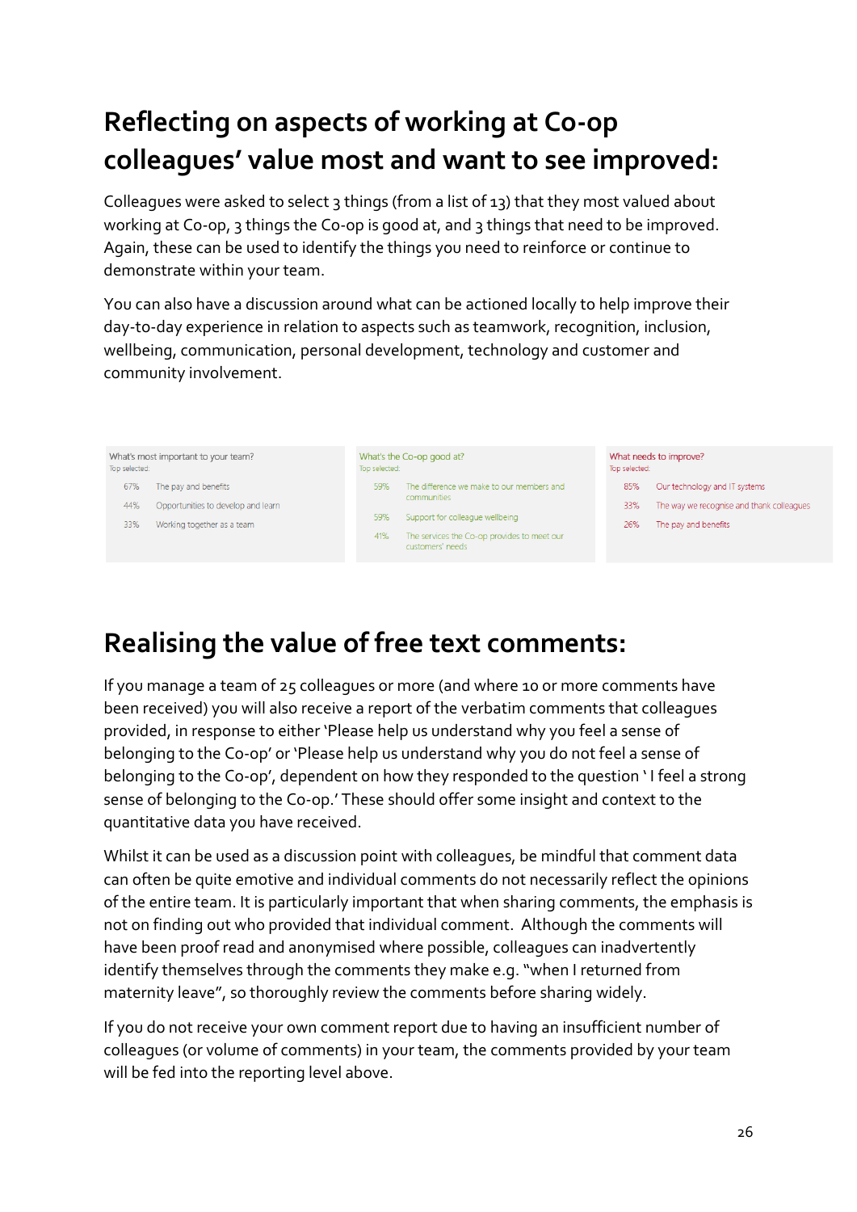## Reflecting on aspects of working at Co-op colleagues' value most and want to see improved:

Colleagues were asked to select 3 things (from a list of 13) that they most valued about working at Co-op, 3 things the Co-op is good at, and 3 things that need to be improved. Again, these can be used to identify the things you need to reinforce or continue to demonstrate within your team.

You can also have a discussion around what can be actioned locally to help improve their day-to-day experience in relation to aspects such as teamwork, recognition, inclusion, wellbeing, communication, personal development, technology and customer and community involvement.

What's most important to your team?
Top selected:
67% The pay and benefits
44% Opportunities to develop and learn
33% Working together as a team

What's the Co-op good at?
Top selected:
59% The difference we make to our members and communities
59% Support for colleague wellbeing
41% The services the Co-op provides to meet our customers' needs

What needs to improve?
Top selected:
85% Our technology and IT systems
33% The way we recognise and thank colleagues
26% The pay and benefits

## Realising the value of free text comments:

If you manage a team of 25 colleagues or more (and where 10 or more comments have been received) you will also receive a report of the verbatim comments that colleagues provided, in response to either 'Please help us understand why you feel a sense of belonging to the Co-op' or 'Please help us understand why you do not feel a sense of belonging to the Co-op', dependent on how they responded to the question ' I feel a strong sense of belonging to the Co-op.' These should offer some insight and context to the quantitative data you have received.

Whilst it can be used as a discussion point with colleagues, be mindful that comment data can often be quite emotive and individual comments do not necessarily reflect the opinions of the entire team. It is particularly important that when sharing comments, the emphasis is not on finding out who provided that individual comment. Although the comments will have been proof read and anonymised where possible, colleagues can inadvertently identify themselves through the comments they make e.g. "when I returned from maternity leave", so thoroughly review the comments before sharing widely.

If you do not receive your own comment report due to having an insufficient number of colleagues (or volume of comments) in your team, the comments provided by your team will be fed into the reporting level above.